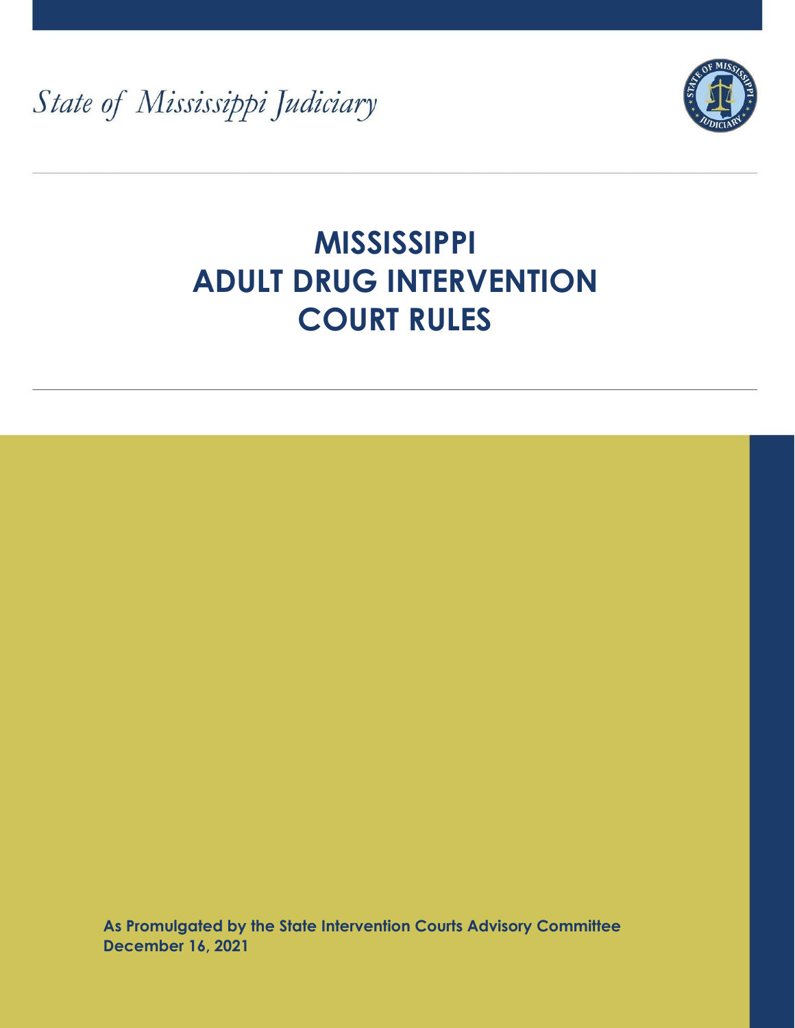*State of Mississippi Judiciary*

# MISSISSIPPI ADULT DRUG INTERVENTION COURT RULES

**As Promulgated by the State Intervention Courts Advisory Committee**
**December 16, 2021**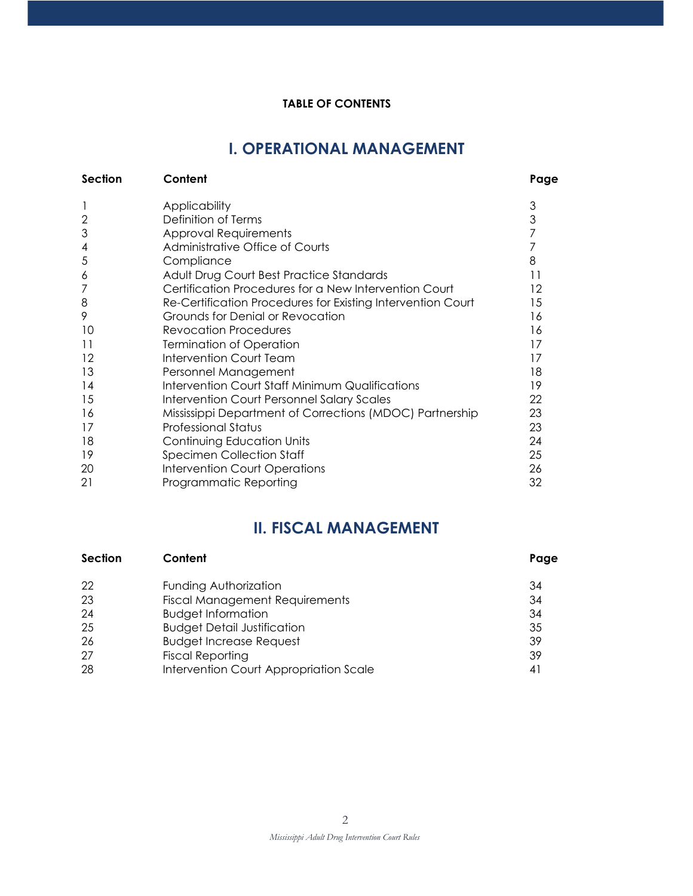**TABLE OF CONTENTS**

## I. OPERATIONAL MANAGEMENT

| Section | Content | Page |
|---|---|---|
| 1 | Applicability | 3 |
| 2 | Definition of Terms | 3 |
| 3 | Approval Requirements | 7 |
| 4 | Administrative Office of Courts | 7 |
| 5 | Compliance | 8 |
| 6 | Adult Drug Court Best Practice Standards | 11 |
| 7 | Certification Procedures for a New Intervention Court | 12 |
| 8 | Re-Certification Procedures for Existing Intervention Court | 15 |
| 9 | Grounds for Denial or Revocation | 16 |
| 10 | Revocation Procedures | 16 |
| 11 | Termination of Operation | 17 |
| 12 | Intervention Court Team | 17 |
| 13 | Personnel Management | 18 |
| 14 | Intervention Court Staff Minimum Qualifications | 19 |
| 15 | Intervention Court Personnel Salary Scales | 22 |
| 16 | Mississippi Department of Corrections (MDOC) Partnership | 23 |
| 17 | Professional Status | 23 |
| 18 | Continuing Education Units | 24 |
| 19 | Specimen Collection Staff | 25 |
| 20 | Intervention Court Operations | 26 |
| 21 | Programmatic Reporting | 32 |

## II. FISCAL MANAGEMENT

| Section | Content | Page |
|---|---|---|
| 22 | Funding Authorization | 34 |
| 23 | Fiscal Management Requirements | 34 |
| 24 | Budget Information | 34 |
| 25 | Budget Detail Justification | 35 |
| 26 | Budget Increase Request | 39 |
| 27 | Fiscal Reporting | 39 |
| 28 | Intervention Court Appropriation Scale | 41 |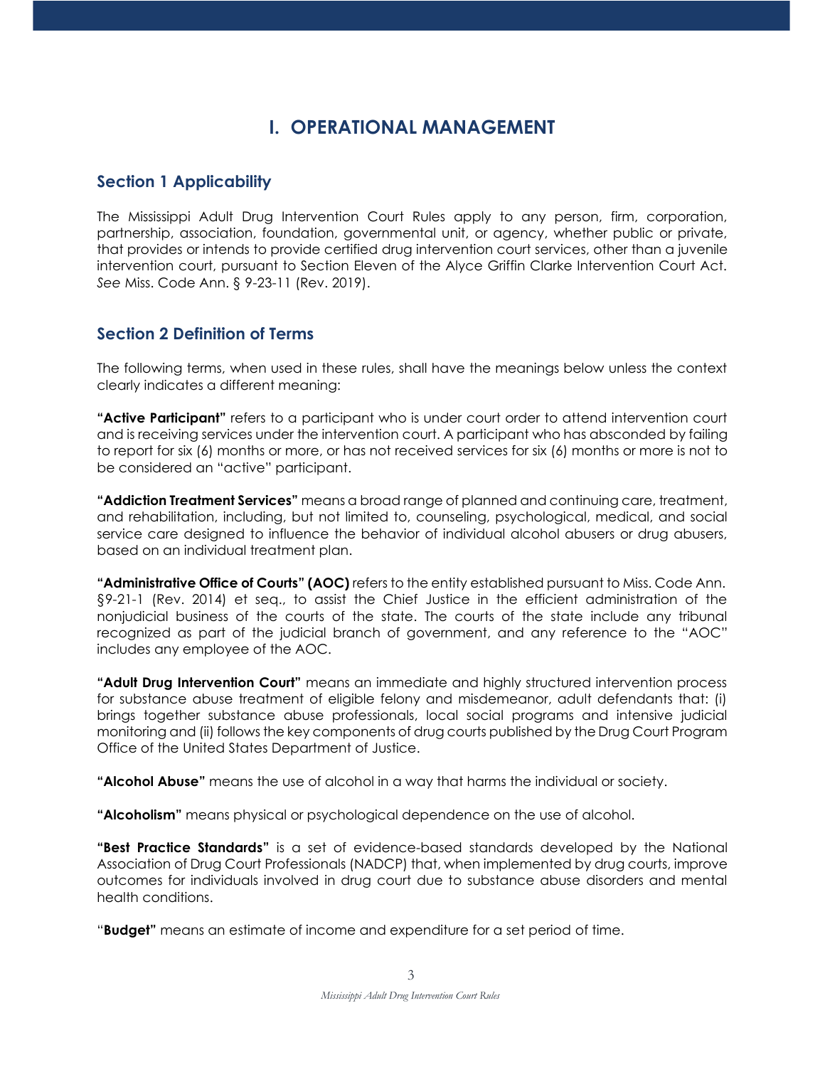# I. OPERATIONAL MANAGEMENT

## Section 1 Applicability

The Mississippi Adult Drug Intervention Court Rules apply to any person, firm, corporation, partnership, association, foundation, governmental unit, or agency, whether public or private, that provides or intends to provide certified drug intervention court services, other than a juvenile intervention court, pursuant to Section Eleven of the Alyce Griffin Clarke Intervention Court Act. *See* Miss. Code Ann. § 9-23-11 (Rev. 2019).

## Section 2 Definition of Terms

The following terms, when used in these rules, shall have the meanings below unless the context clearly indicates a different meaning:

**"Active Participant"** refers to a participant who is under court order to attend intervention court and is receiving services under the intervention court. A participant who has absconded by failing to report for six (6) months or more, or has not received services for six (6) months or more is not to be considered an "active" participant.

**"Addiction Treatment Services"** means a broad range of planned and continuing care, treatment, and rehabilitation, including, but not limited to, counseling, psychological, medical, and social service care designed to influence the behavior of individual alcohol abusers or drug abusers, based on an individual treatment plan.

**"Administrative Office of Courts" (AOC)** refers to the entity established pursuant to Miss. Code Ann. §9-21-1 (Rev. 2014) et seq., to assist the Chief Justice in the efficient administration of the nonjudicial business of the courts of the state. The courts of the state include any tribunal recognized as part of the judicial branch of government, and any reference to the "AOC" includes any employee of the AOC.

**"Adult Drug Intervention Court"** means an immediate and highly structured intervention process for substance abuse treatment of eligible felony and misdemeanor, adult defendants that: (i) brings together substance abuse professionals, local social programs and intensive judicial monitoring and (ii) follows the key components of drug courts published by the Drug Court Program Office of the United States Department of Justice.

**"Alcohol Abuse"** means the use of alcohol in a way that harms the individual or society.

**"Alcoholism"** means physical or psychological dependence on the use of alcohol.

**"Best Practice Standards"** is a set of evidence-based standards developed by the National Association of Drug Court Professionals (NADCP) that, when implemented by drug courts, improve outcomes for individuals involved in drug court due to substance abuse disorders and mental health conditions.

"**Budget"** means an estimate of income and expenditure for a set period of time.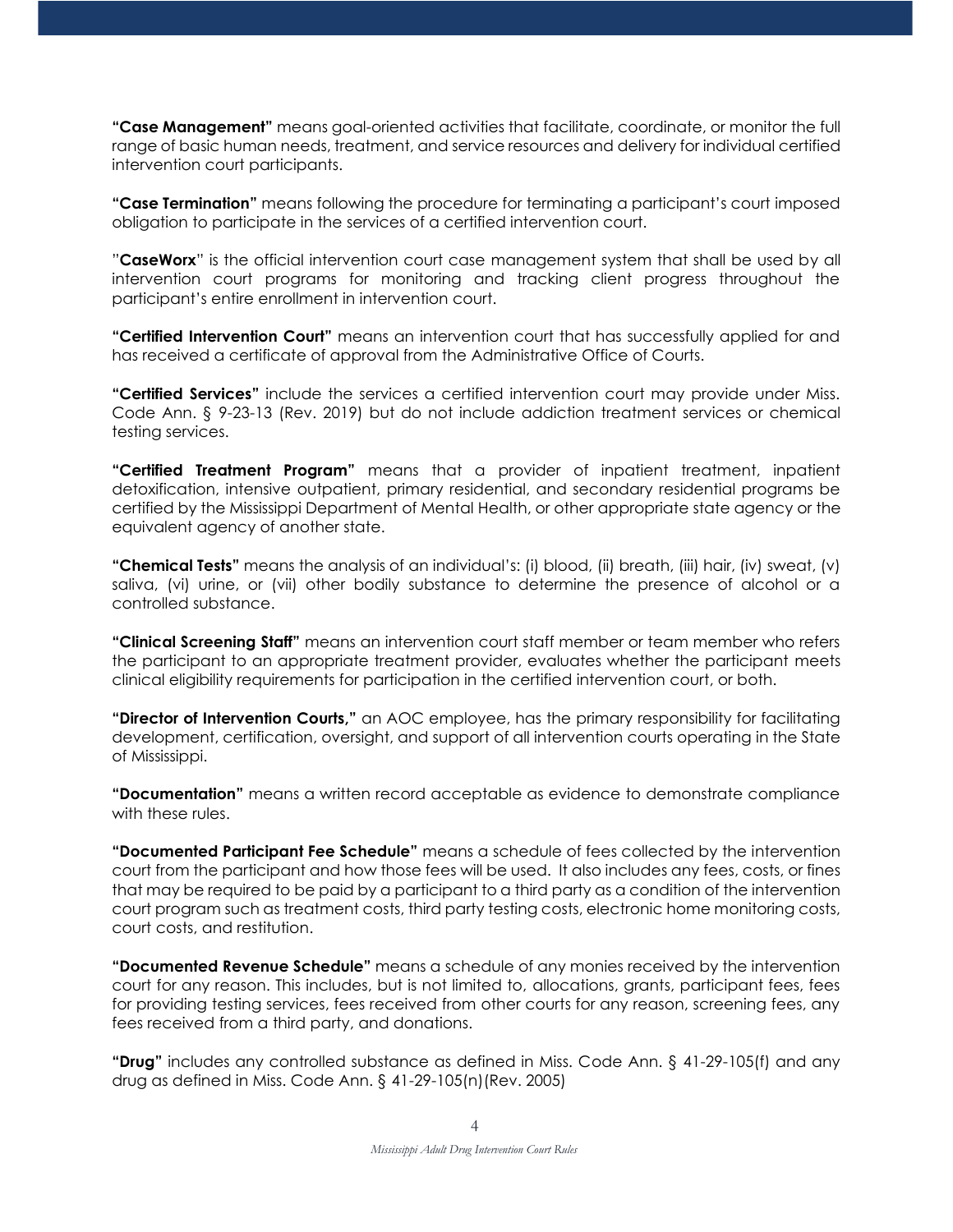**"Case Management"** means goal-oriented activities that facilitate, coordinate, or monitor the full range of basic human needs, treatment, and service resources and delivery for individual certified intervention court participants.

**"Case Termination"** means following the procedure for terminating a participant's court imposed obligation to participate in the services of a certified intervention court.

"**CaseWorx**" is the official intervention court case management system that shall be used by all intervention court programs for monitoring and tracking client progress throughout the participant's entire enrollment in intervention court.

**"Certified Intervention Court"** means an intervention court that has successfully applied for and has received a certificate of approval from the Administrative Office of Courts.

**"Certified Services"** include the services a certified intervention court may provide under Miss. Code Ann. § 9-23-13 (Rev. 2019) but do not include addiction treatment services or chemical testing services.

**"Certified Treatment Program"** means that a provider of inpatient treatment, inpatient detoxification, intensive outpatient, primary residential, and secondary residential programs be certified by the Mississippi Department of Mental Health, or other appropriate state agency or the equivalent agency of another state.

**"Chemical Tests"** means the analysis of an individual's: (i) blood, (ii) breath, (iii) hair, (iv) sweat, (v) saliva, (vi) urine, or (vii) other bodily substance to determine the presence of alcohol or a controlled substance.

**"Clinical Screening Staff"** means an intervention court staff member or team member who refers the participant to an appropriate treatment provider, evaluates whether the participant meets clinical eligibility requirements for participation in the certified intervention court, or both.

**"Director of Intervention Courts,"** an AOC employee, has the primary responsibility for facilitating development, certification, oversight, and support of all intervention courts operating in the State of Mississippi.

**"Documentation"** means a written record acceptable as evidence to demonstrate compliance with these rules.

**"Documented Participant Fee Schedule"** means a schedule of fees collected by the intervention court from the participant and how those fees will be used. It also includes any fees, costs, or fines that may be required to be paid by a participant to a third party as a condition of the intervention court program such as treatment costs, third party testing costs, electronic home monitoring costs, court costs, and restitution.

**"Documented Revenue Schedule"** means a schedule of any monies received by the intervention court for any reason. This includes, but is not limited to, allocations, grants, participant fees, fees for providing testing services, fees received from other courts for any reason, screening fees, any fees received from a third party, and donations.

**"Drug"** includes any controlled substance as defined in Miss. Code Ann. § 41-29-105(f) and any drug as defined in Miss. Code Ann. § 41-29-105(n)(Rev. 2005)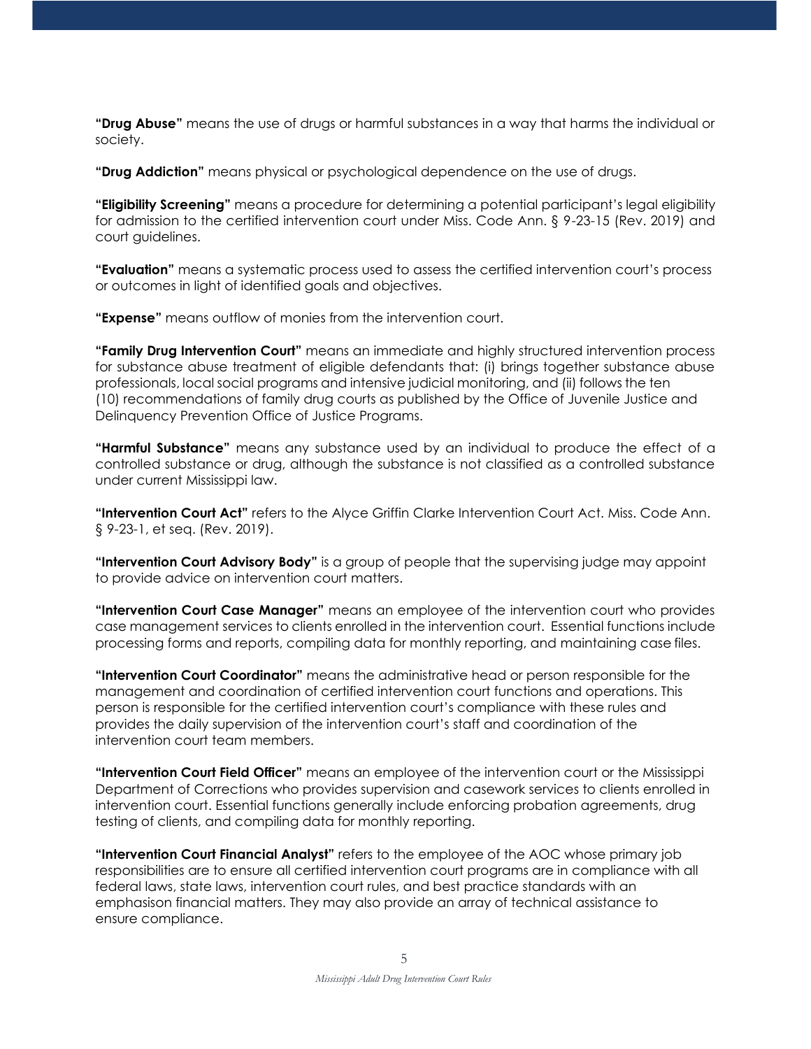**"Drug Abuse"** means the use of drugs or harmful substances in a way that harms the individual or society.

**"Drug Addiction"** means physical or psychological dependence on the use of drugs.

**"Eligibility Screening"** means a procedure for determining a potential participant's legal eligibility for admission to the certified intervention court under Miss. Code Ann. § 9-23-15 (Rev. 2019) and court guidelines.

**"Evaluation"** means a systematic process used to assess the certified intervention court's process or outcomes in light of identified goals and objectives.

**"Expense"** means outflow of monies from the intervention court.

**"Family Drug Intervention Court"** means an immediate and highly structured intervention process for substance abuse treatment of eligible defendants that: (i) brings together substance abuse professionals, local social programs and intensive judicial monitoring, and (ii) follows the ten (10) recommendations of family drug courts as published by the Office of Juvenile Justice and Delinquency Prevention Office of Justice Programs.

**"Harmful Substance"** means any substance used by an individual to produce the effect of a controlled substance or drug, although the substance is not classified as a controlled substance under current Mississippi law.

**"Intervention Court Act"** refers to the Alyce Griffin Clarke Intervention Court Act. Miss. Code Ann. § 9-23-1, et seq. (Rev. 2019).

**"Intervention Court Advisory Body"** is a group of people that the supervising judge may appoint to provide advice on intervention court matters.

**"Intervention Court Case Manager"** means an employee of the intervention court who provides case management services to clients enrolled in the intervention court. Essential functions include processing forms and reports, compiling data for monthly reporting, and maintaining case files.

**"Intervention Court Coordinator"** means the administrative head or person responsible for the management and coordination of certified intervention court functions and operations. This person is responsible for the certified intervention court's compliance with these rules and provides the daily supervision of the intervention court's staff and coordination of the intervention court team members.

**"Intervention Court Field Officer"** means an employee of the intervention court or the Mississippi Department of Corrections who provides supervision and casework services to clients enrolled in intervention court. Essential functions generally include enforcing probation agreements, drug testing of clients, and compiling data for monthly reporting.

**"Intervention Court Financial Analyst"** refers to the employee of the AOC whose primary job responsibilities are to ensure all certified intervention court programs are in compliance with all federal laws, state laws, intervention court rules, and best practice standards with an emphasison financial matters. They may also provide an array of technical assistance to ensure compliance.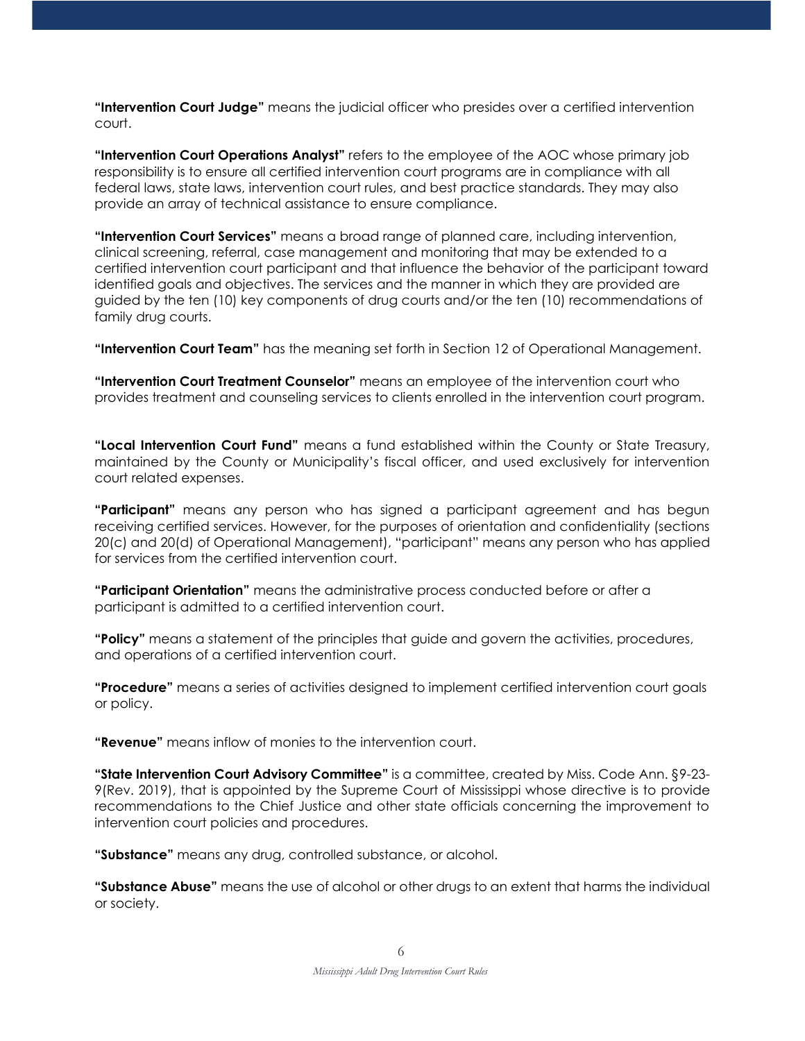**"Intervention Court Judge"** means the judicial officer who presides over a certified intervention court.

**"Intervention Court Operations Analyst"** refers to the employee of the AOC whose primary job responsibility is to ensure all certified intervention court programs are in compliance with all federal laws, state laws, intervention court rules, and best practice standards. They may also provide an array of technical assistance to ensure compliance.

**"Intervention Court Services"** means a broad range of planned care, including intervention, clinical screening, referral, case management and monitoring that may be extended to a certified intervention court participant and that influence the behavior of the participant toward identified goals and objectives. The services and the manner in which they are provided are guided by the ten (10) key components of drug courts and/or the ten (10) recommendations of family drug courts.

**"Intervention Court Team"** has the meaning set forth in Section 12 of Operational Management.

**"Intervention Court Treatment Counselor"** means an employee of the intervention court who provides treatment and counseling services to clients enrolled in the intervention court program.

**"Local Intervention Court Fund"** means a fund established within the County or State Treasury, maintained by the County or Municipality's fiscal officer, and used exclusively for intervention court related expenses.

**"Participant"** means any person who has signed a participant agreement and has begun receiving certified services. However, for the purposes of orientation and confidentiality (sections 20(c) and 20(d) of Operational Management), "participant" means any person who has applied for services from the certified intervention court.

**"Participant Orientation"** means the administrative process conducted before or after a participant is admitted to a certified intervention court.

**"Policy"** means a statement of the principles that guide and govern the activities, procedures, and operations of a certified intervention court.

**"Procedure"** means a series of activities designed to implement certified intervention court goals or policy.

**"Revenue"** means inflow of monies to the intervention court.

**"State Intervention Court Advisory Committee"** is a committee, created by Miss. Code Ann. §9-23-9(Rev. 2019), that is appointed by the Supreme Court of Mississippi whose directive is to provide recommendations to the Chief Justice and other state officials concerning the improvement to intervention court policies and procedures.

**"Substance"** means any drug, controlled substance, or alcohol.

**"Substance Abuse"** means the use of alcohol or other drugs to an extent that harms the individual or society.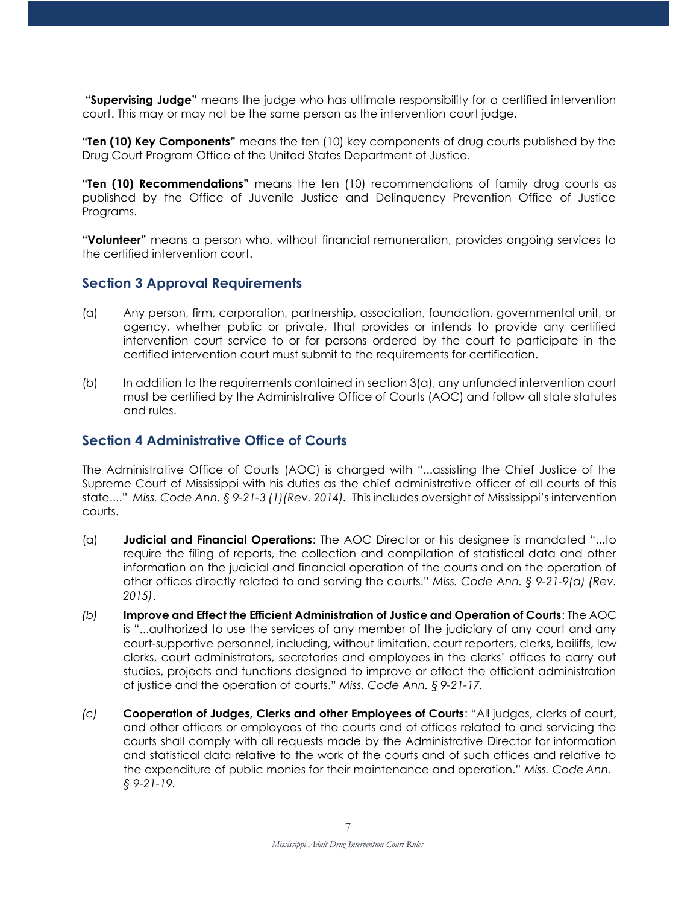**"Supervising Judge"** means the judge who has ultimate responsibility for a certified intervention court. This may or may not be the same person as the intervention court judge.

**"Ten (10) Key Components"** means the ten (10) key components of drug courts published by the Drug Court Program Office of the United States Department of Justice.

**"Ten (10) Recommendations"** means the ten (10) recommendations of family drug courts as published by the Office of Juvenile Justice and Delinquency Prevention Office of Justice Programs.

**"Volunteer"** means a person who, without financial remuneration, provides ongoing services to the certified intervention court.

## Section 3 Approval Requirements

(a) Any person, firm, corporation, partnership, association, foundation, governmental unit, or agency, whether public or private, that provides or intends to provide any certified intervention court service to or for persons ordered by the court to participate in the certified intervention court must submit to the requirements for certification.

(b) In addition to the requirements contained in section 3(a), any unfunded intervention court must be certified by the Administrative Office of Courts (AOC) and follow all state statutes and rules.

## Section 4 Administrative Office of Courts

The Administrative Office of Courts (AOC) is charged with "...assisting the Chief Justice of the Supreme Court of Mississippi with his duties as the chief administrative officer of all courts of this state...." *Miss. Code Ann. § 9-21-3 (1)(Rev. 2014).* This includes oversight of Mississippi's intervention courts.

(a) **Judicial and Financial Operations**: The AOC Director or his designee is mandated "...to require the filing of reports, the collection and compilation of statistical data and other information on the judicial and financial operation of the courts and on the operation of other offices directly related to and serving the courts." *Miss. Code Ann. § 9-21-9(a) (Rev. 2015)*.

*(b)* **Improve and Effect the Efficient Administration of Justice and Operation of Courts**: The AOC is "...authorized to use the services of any member of the judiciary of any court and any court-supportive personnel, including, without limitation, court reporters, clerks, bailiffs, law clerks, court administrators, secretaries and employees in the clerks' offices to carry out studies, projects and functions designed to improve or effect the efficient administration of justice and the operation of courts." *Miss. Code Ann. § 9-21-17.*

*(c)* **Cooperation of Judges, Clerks and other Employees of Courts**: "All judges, clerks of court, and other officers or employees of the courts and of offices related to and servicing the courts shall comply with all requests made by the Administrative Director for information and statistical data relative to the work of the courts and of such offices and relative to the expenditure of public monies for their maintenance and operation." *Miss. Code Ann. § 9-21-19.*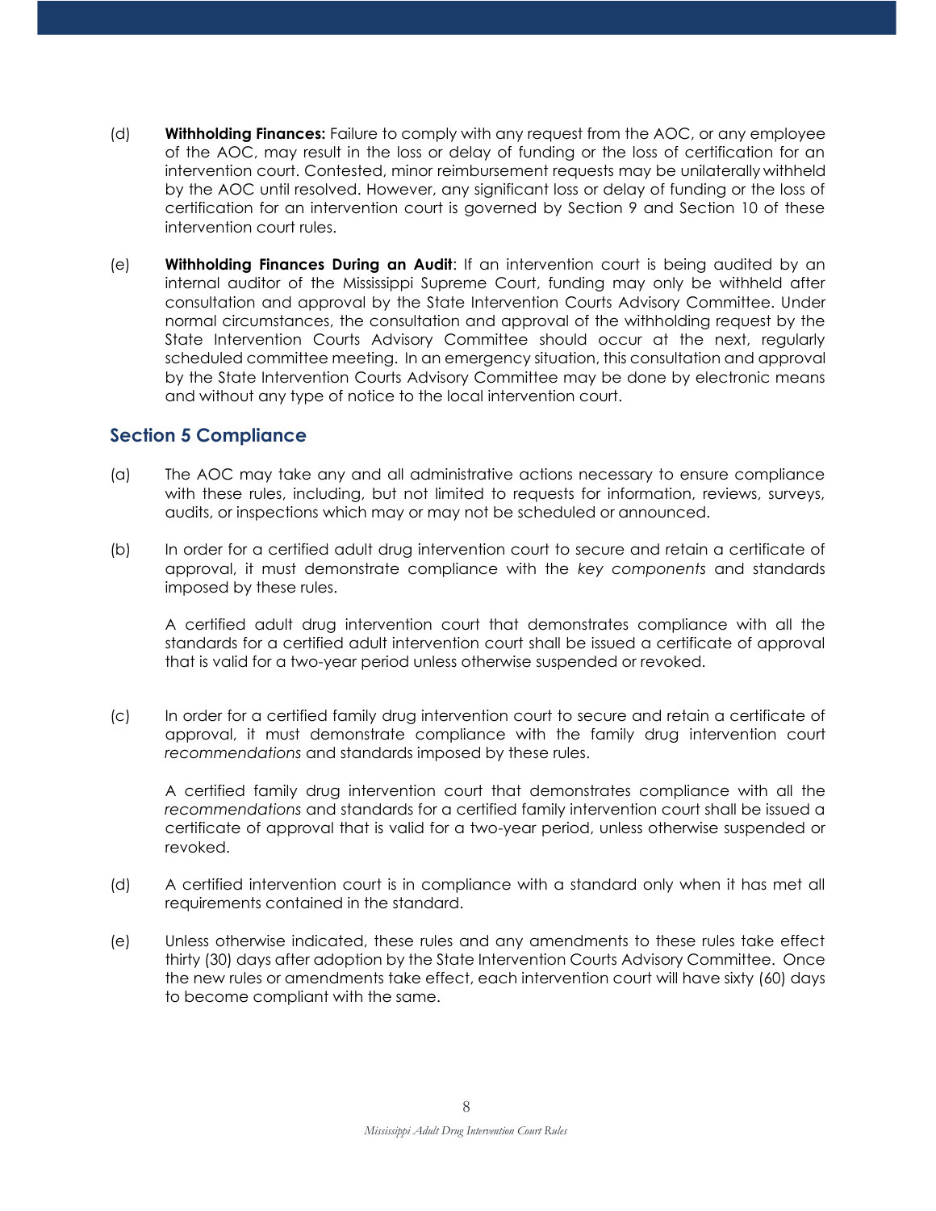(d) **Withholding Finances:** Failure to comply with any request from the AOC, or any employee of the AOC, may result in the loss or delay of funding or the loss of certification for an intervention court. Contested, minor reimbursement requests may be unilaterally withheld by the AOC until resolved. However, any significant loss or delay of funding or the loss of certification for an intervention court is governed by Section 9 and Section 10 of these intervention court rules.

(e) **Withholding Finances During an Audit**: If an intervention court is being audited by an internal auditor of the Mississippi Supreme Court, funding may only be withheld after consultation and approval by the State Intervention Courts Advisory Committee. Under normal circumstances, the consultation and approval of the withholding request by the State Intervention Courts Advisory Committee should occur at the next, regularly scheduled committee meeting. In an emergency situation, this consultation and approval by the State Intervention Courts Advisory Committee may be done by electronic means and without any type of notice to the local intervention court.

## Section 5 Compliance

(a) The AOC may take any and all administrative actions necessary to ensure compliance with these rules, including, but not limited to requests for information, reviews, surveys, audits, or inspections which may or may not be scheduled or announced.

(b) In order for a certified adult drug intervention court to secure and retain a certificate of approval, it must demonstrate compliance with the *key components* and standards imposed by these rules.

A certified adult drug intervention court that demonstrates compliance with all the standards for a certified adult intervention court shall be issued a certificate of approval that is valid for a two-year period unless otherwise suspended or revoked.

(c) In order for a certified family drug intervention court to secure and retain a certificate of approval, it must demonstrate compliance with the family drug intervention court *recommendations* and standards imposed by these rules.

A certified family drug intervention court that demonstrates compliance with all the *recommendations* and standards for a certified family intervention court shall be issued a certificate of approval that is valid for a two-year period, unless otherwise suspended or revoked.

(d) A certified intervention court is in compliance with a standard only when it has met all requirements contained in the standard.

(e) Unless otherwise indicated, these rules and any amendments to these rules take effect thirty (30) days after adoption by the State Intervention Courts Advisory Committee. Once the new rules or amendments take effect, each intervention court will have sixty (60) days to become compliant with the same.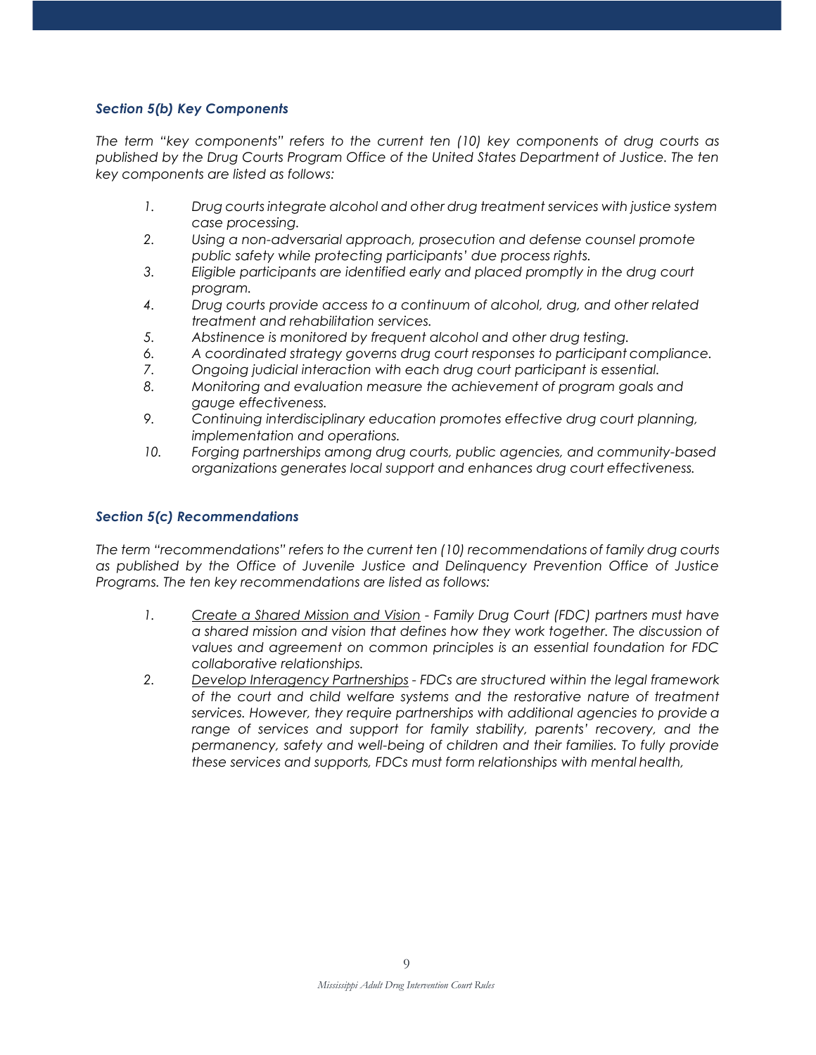### *Section 5(b) Key Components*

*The term "key components" refers to the current ten (10) key components of drug courts as published by the Drug Courts Program Office of the United States Department of Justice. The ten key components are listed as follows:*

1. *Drug courts integrate alcohol and other drug treatment services with justice system case processing.*
2. *Using a non-adversarial approach, prosecution and defense counsel promote public safety while protecting participants' due process rights.*
3. *Eligible participants are identified early and placed promptly in the drug court program.*
4. *Drug courts provide access to a continuum of alcohol, drug, and other related treatment and rehabilitation services.*
5. *Abstinence is monitored by frequent alcohol and other drug testing.*
6. *A coordinated strategy governs drug court responses to participant compliance.*
7. *Ongoing judicial interaction with each drug court participant is essential.*
8. *Monitoring and evaluation measure the achievement of program goals and gauge effectiveness.*
9. *Continuing interdisciplinary education promotes effective drug court planning, implementation and operations.*
10. *Forging partnerships among drug courts, public agencies, and community-based organizations generates local support and enhances drug court effectiveness.*

### *Section 5(c) Recommendations*

*The term "recommendations" refers to the current ten (10) recommendations of family drug courts as published by the Office of Juvenile Justice and Delinquency Prevention Office of Justice Programs. The ten key recommendations are listed as follows:*

1. <u>*Create a Shared Mission and Vision*</u> *- Family Drug Court (FDC) partners must have a shared mission and vision that defines how they work together. The discussion of values and agreement on common principles is an essential foundation for FDC collaborative relationships.*
2. <u>*Develop Interagency Partnerships*</u> *- FDCs are structured within the legal framework of the court and child welfare systems and the restorative nature of treatment services. However, they require partnerships with additional agencies to provide a range of services and support for family stability, parents' recovery, and the permanency, safety and well-being of children and their families. To fully provide these services and supports, FDCs must form relationships with mental health,*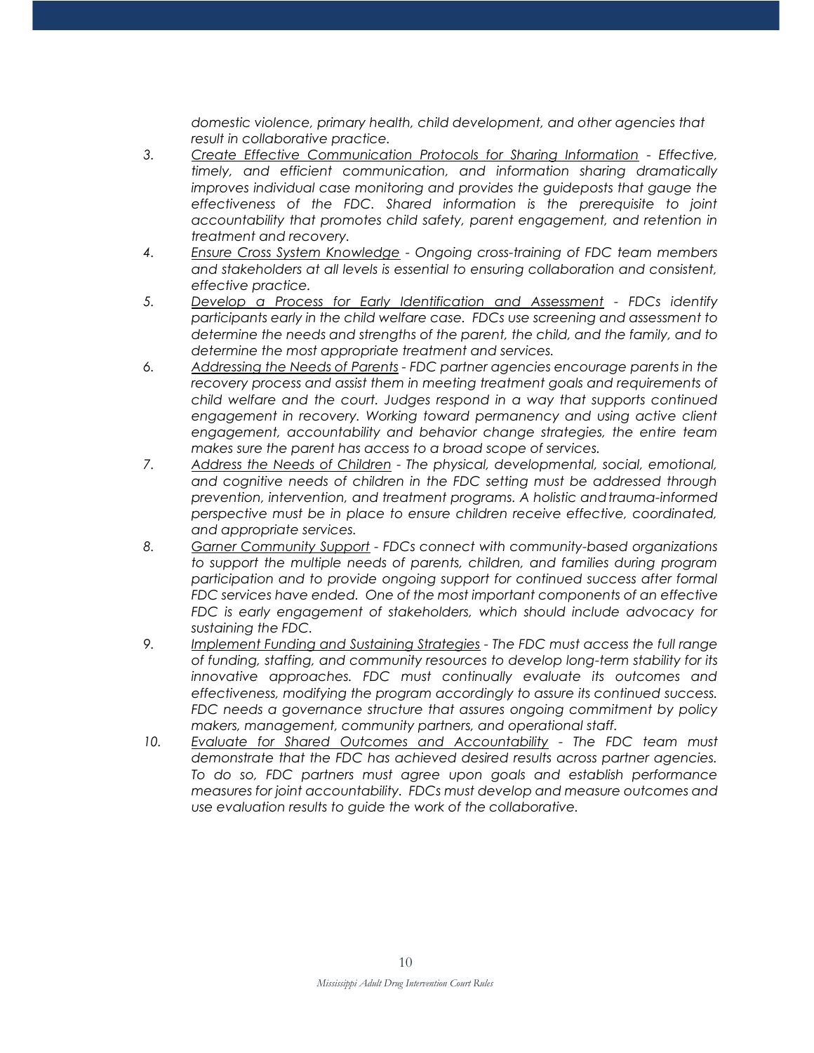*domestic violence, primary health, child development, and other agencies that result in collaborative practice.*

3. *Create Effective Communication Protocols for Sharing Information - Effective, timely, and efficient communication, and information sharing dramatically improves individual case monitoring and provides the guideposts that gauge the effectiveness of the FDC. Shared information is the prerequisite to joint accountability that promotes child safety, parent engagement, and retention in treatment and recovery.*
4. *Ensure Cross System Knowledge - Ongoing cross-training of FDC team members and stakeholders at all levels is essential to ensuring collaboration and consistent, effective practice.*
5. *Develop a Process for Early Identification and Assessment - FDCs identify participants early in the child welfare case. FDCs use screening and assessment to determine the needs and strengths of the parent, the child, and the family, and to determine the most appropriate treatment and services.*
6. *Addressing the Needs of Parents - FDC partner agencies encourage parents in the recovery process and assist them in meeting treatment goals and requirements of child welfare and the court. Judges respond in a way that supports continued engagement in recovery. Working toward permanency and using active client engagement, accountability and behavior change strategies, the entire team makes sure the parent has access to a broad scope of services.*
7. *Address the Needs of Children - The physical, developmental, social, emotional, and cognitive needs of children in the FDC setting must be addressed through prevention, intervention, and treatment programs. A holistic and trauma-informed perspective must be in place to ensure children receive effective, coordinated, and appropriate services.*
8. *Garner Community Support - FDCs connect with community-based organizations to support the multiple needs of parents, children, and families during program participation and to provide ongoing support for continued success after formal FDC services have ended. One of the most important components of an effective FDC is early engagement of stakeholders, which should include advocacy for sustaining the FDC.*
9. *Implement Funding and Sustaining Strategies - The FDC must access the full range of funding, staffing, and community resources to develop long-term stability for its innovative approaches. FDC must continually evaluate its outcomes and effectiveness, modifying the program accordingly to assure its continued success. FDC needs a governance structure that assures ongoing commitment by policy makers, management, community partners, and operational staff.*
10. *Evaluate for Shared Outcomes and Accountability - The FDC team must demonstrate that the FDC has achieved desired results across partner agencies. To do so, FDC partners must agree upon goals and establish performance measures for joint accountability. FDCs must develop and measure outcomes and use evaluation results to guide the work of the collaborative.*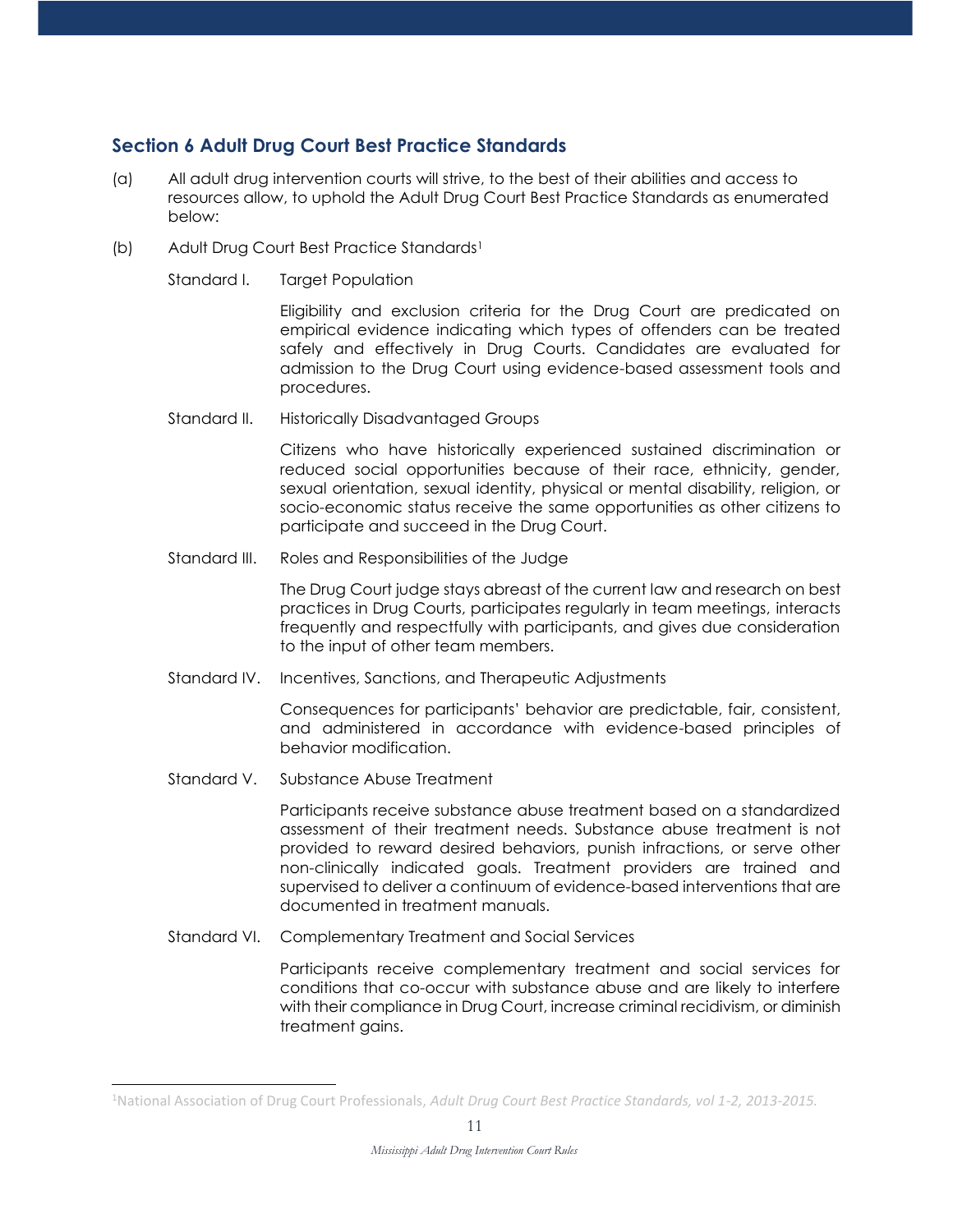## Section 6 Adult Drug Court Best Practice Standards

(a) All adult drug intervention courts will strive, to the best of their abilities and access to resources allow, to uphold the Adult Drug Court Best Practice Standards as enumerated below:

(b) Adult Drug Court Best Practice Standards[1]

Standard I. Target Population

Eligibility and exclusion criteria for the Drug Court are predicated on empirical evidence indicating which types of offenders can be treated safely and effectively in Drug Courts. Candidates are evaluated for admission to the Drug Court using evidence-based assessment tools and procedures.

Standard II. Historically Disadvantaged Groups

Citizens who have historically experienced sustained discrimination or reduced social opportunities because of their race, ethnicity, gender, sexual orientation, sexual identity, physical or mental disability, religion, or socio-economic status receive the same opportunities as other citizens to participate and succeed in the Drug Court.

Standard III. Roles and Responsibilities of the Judge

The Drug Court judge stays abreast of the current law and research on best practices in Drug Courts, participates regularly in team meetings, interacts frequently and respectfully with participants, and gives due consideration to the input of other team members.

Standard IV. Incentives, Sanctions, and Therapeutic Adjustments

Consequences for participants' behavior are predictable, fair, consistent, and administered in accordance with evidence-based principles of behavior modification.

Standard V. Substance Abuse Treatment

Participants receive substance abuse treatment based on a standardized assessment of their treatment needs. Substance abuse treatment is not provided to reward desired behaviors, punish infractions, or serve other non-clinically indicated goals. Treatment providers are trained and supervised to deliver a continuum of evidence-based interventions that are documented in treatment manuals.

Standard VI. Complementary Treatment and Social Services

Participants receive complementary treatment and social services for conditions that co-occur with substance abuse and are likely to interfere with their compliance in Drug Court, increase criminal recidivism, or diminish treatment gains.

---

[1] National Association of Drug Court Professionals, *Adult Drug Court Best Practice Standards, vol 1-2, 2013-2015.*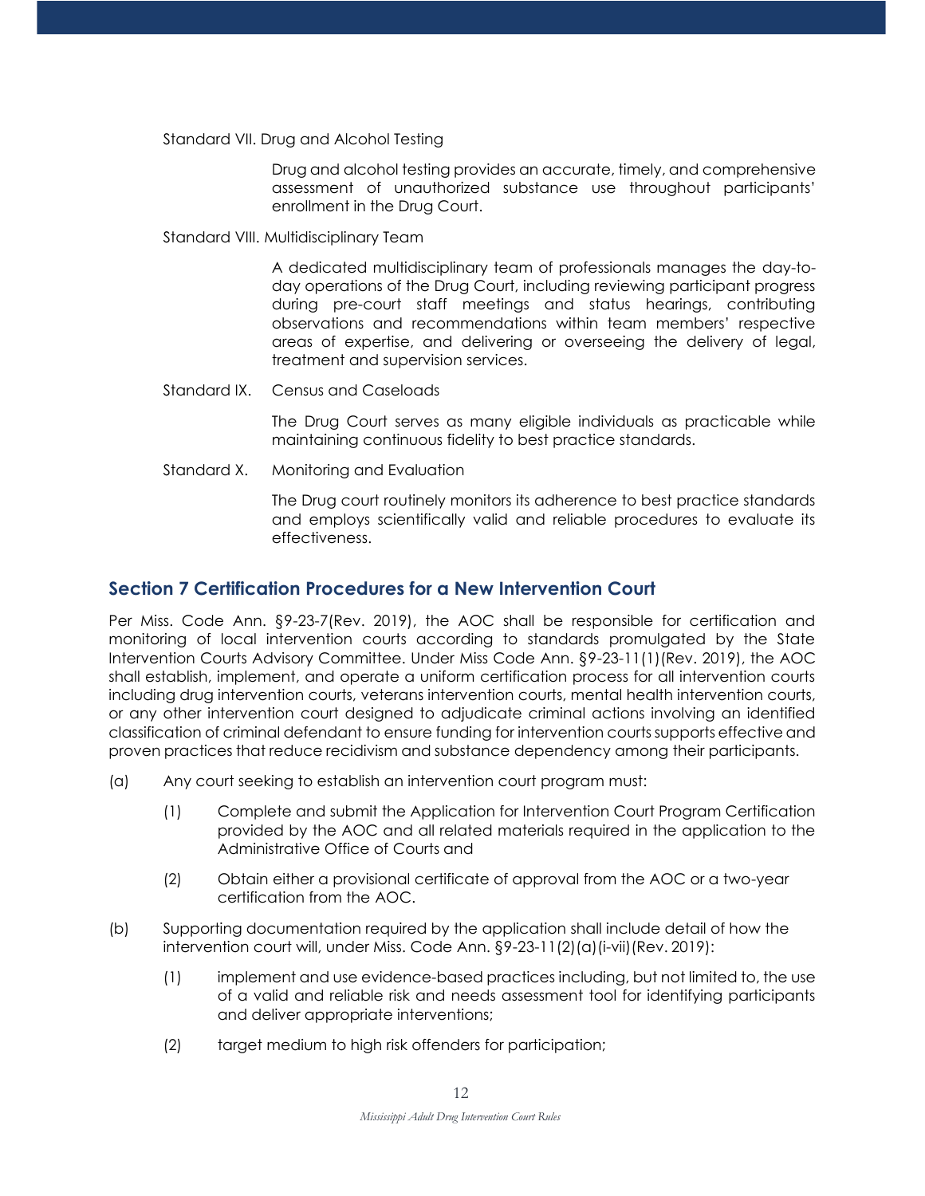Standard VII. Drug and Alcohol Testing

Drug and alcohol testing provides an accurate, timely, and comprehensive assessment of unauthorized substance use throughout participants' enrollment in the Drug Court.

Standard VIII. Multidisciplinary Team

A dedicated multidisciplinary team of professionals manages the day-to-day operations of the Drug Court, including reviewing participant progress during pre-court staff meetings and status hearings, contributing observations and recommendations within team members' respective areas of expertise, and delivering or overseeing the delivery of legal, treatment and supervision services.

Standard IX. Census and Caseloads

The Drug Court serves as many eligible individuals as practicable while maintaining continuous fidelity to best practice standards.

Standard X. Monitoring and Evaluation

The Drug court routinely monitors its adherence to best practice standards and employs scientifically valid and reliable procedures to evaluate its effectiveness.

## Section 7 Certification Procedures for a New Intervention Court

Per Miss. Code Ann. §9-23-7(Rev. 2019), the AOC shall be responsible for certification and monitoring of local intervention courts according to standards promulgated by the State Intervention Courts Advisory Committee. Under Miss Code Ann. §9-23-11(1)(Rev. 2019), the AOC shall establish, implement, and operate a uniform certification process for all intervention courts including drug intervention courts, veterans intervention courts, mental health intervention courts, or any other intervention court designed to adjudicate criminal actions involving an identified classification of criminal defendant to ensure funding for intervention courts supports effective and proven practices that reduce recidivism and substance dependency among their participants.

(a) Any court seeking to establish an intervention court program must:

(1) Complete and submit the Application for Intervention Court Program Certification provided by the AOC and all related materials required in the application to the Administrative Office of Courts and

(2) Obtain either a provisional certificate of approval from the AOC or a two-year certification from the AOC.

(b) Supporting documentation required by the application shall include detail of how the intervention court will, under Miss. Code Ann. §9-23-11(2)(a)(i-vii)(Rev. 2019):

(1) implement and use evidence-based practices including, but not limited to, the use of a valid and reliable risk and needs assessment tool for identifying participants and deliver appropriate interventions;

(2) target medium to high risk offenders for participation;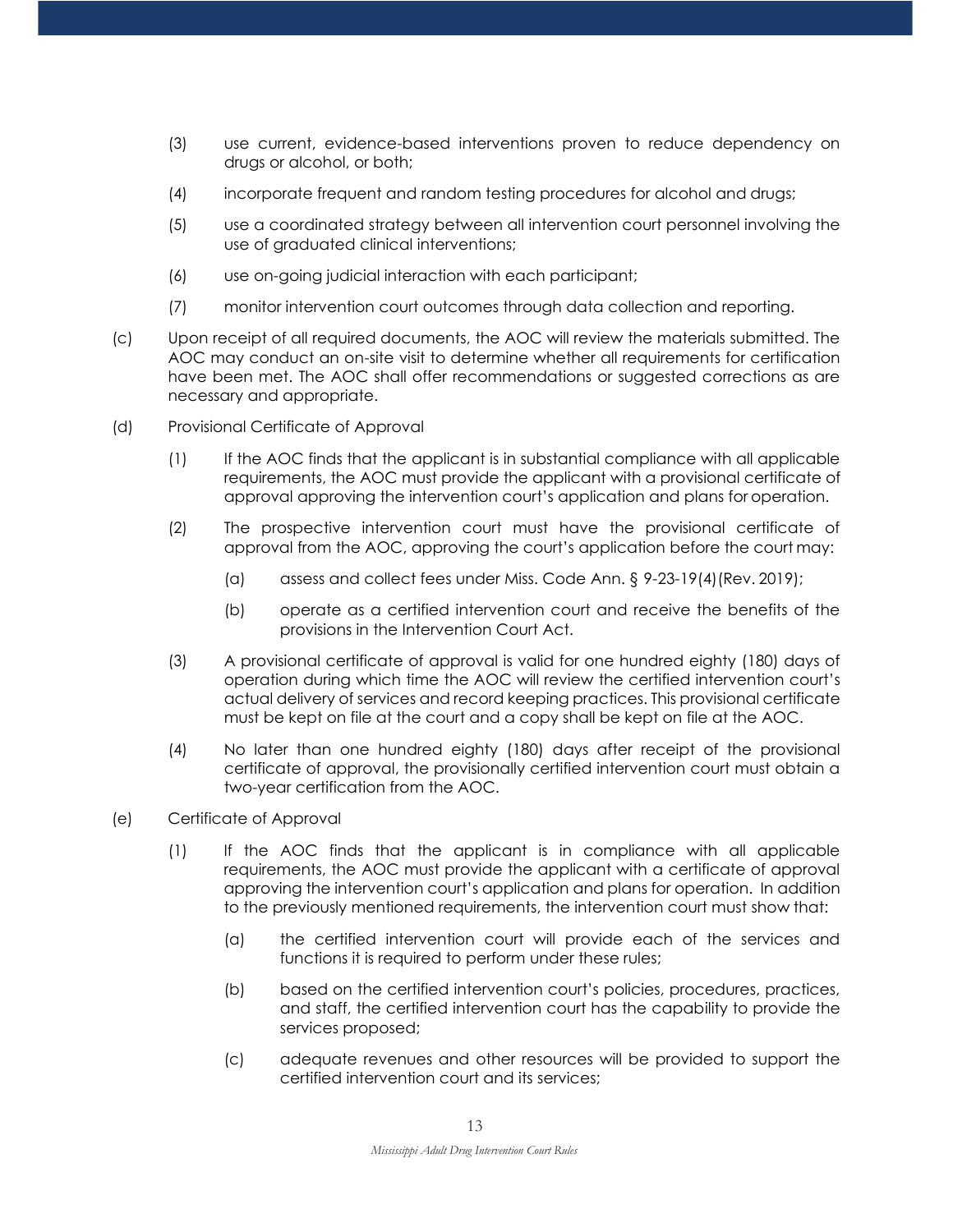(3) use current, evidence-based interventions proven to reduce dependency on drugs or alcohol, or both;

(4) incorporate frequent and random testing procedures for alcohol and drugs;

(5) use a coordinated strategy between all intervention court personnel involving the use of graduated clinical interventions;

(6) use on-going judicial interaction with each participant;

(7) monitor intervention court outcomes through data collection and reporting.

(c) Upon receipt of all required documents, the AOC will review the materials submitted. The AOC may conduct an on-site visit to determine whether all requirements for certification have been met. The AOC shall offer recommendations or suggested corrections as are necessary and appropriate.

(d) Provisional Certificate of Approval

(1) If the AOC finds that the applicant is in substantial compliance with all applicable requirements, the AOC must provide the applicant with a provisional certificate of approval approving the intervention court's application and plans for operation.

(2) The prospective intervention court must have the provisional certificate of approval from the AOC, approving the court's application before the court may:

(a) assess and collect fees under Miss. Code Ann. § 9-23-19(4)(Rev. 2019);

(b) operate as a certified intervention court and receive the benefits of the provisions in the Intervention Court Act.

(3) A provisional certificate of approval is valid for one hundred eighty (180) days of operation during which time the AOC will review the certified intervention court's actual delivery of services and record keeping practices. This provisional certificate must be kept on file at the court and a copy shall be kept on file at the AOC.

(4) No later than one hundred eighty (180) days after receipt of the provisional certificate of approval, the provisionally certified intervention court must obtain a two-year certification from the AOC.

(e) Certificate of Approval

(1) If the AOC finds that the applicant is in compliance with all applicable requirements, the AOC must provide the applicant with a certificate of approval approving the intervention court's application and plans for operation. In addition to the previously mentioned requirements, the intervention court must show that:

(a) the certified intervention court will provide each of the services and functions it is required to perform under these rules;

(b) based on the certified intervention court's policies, procedures, practices, and staff, the certified intervention court has the capability to provide the services proposed;

(c) adequate revenues and other resources will be provided to support the certified intervention court and its services;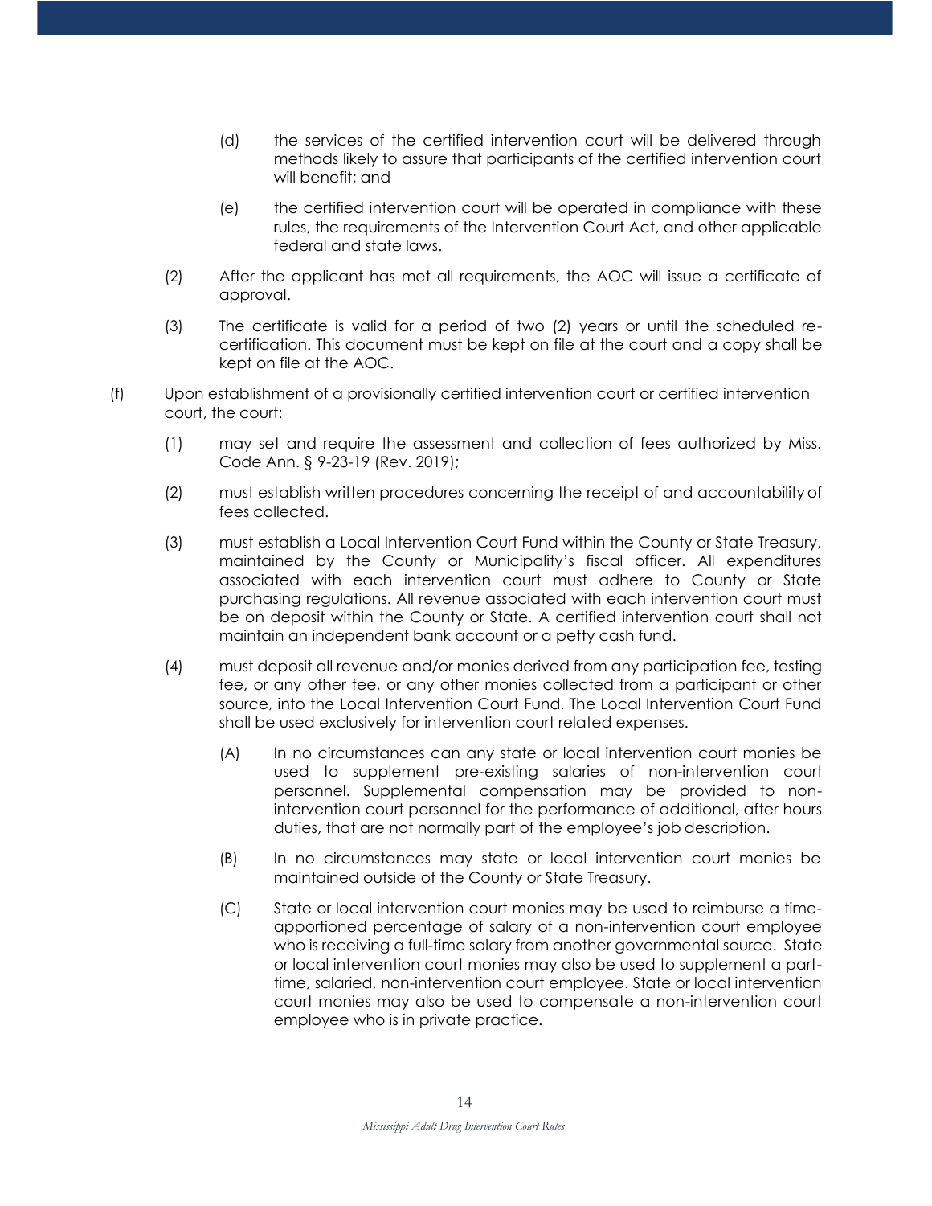(d) the services of the certified intervention court will be delivered through methods likely to assure that participants of the certified intervention court will benefit; and

(e) the certified intervention court will be operated in compliance with these rules, the requirements of the Intervention Court Act, and other applicable federal and state laws.

(2) After the applicant has met all requirements, the AOC will issue a certificate of approval.

(3) The certificate is valid for a period of two (2) years or until the scheduled re-certification. This document must be kept on file at the court and a copy shall be kept on file at the AOC.

(f) Upon establishment of a provisionally certified intervention court or certified intervention court, the court:

(1) may set and require the assessment and collection of fees authorized by Miss. Code Ann. § 9-23-19 (Rev. 2019);

(2) must establish written procedures concerning the receipt of and accountability of fees collected.

(3) must establish a Local Intervention Court Fund within the County or State Treasury, maintained by the County or Municipality's fiscal officer. All expenditures associated with each intervention court must adhere to County or State purchasing regulations. All revenue associated with each intervention court must be on deposit within the County or State. A certified intervention court shall not maintain an independent bank account or a petty cash fund.

(4) must deposit all revenue and/or monies derived from any participation fee, testing fee, or any other fee, or any other monies collected from a participant or other source, into the Local Intervention Court Fund. The Local Intervention Court Fund shall be used exclusively for intervention court related expenses.

(A) In no circumstances can any state or local intervention court monies be used to supplement pre-existing salaries of non-intervention court personnel. Supplemental compensation may be provided to non-intervention court personnel for the performance of additional, after hours duties, that are not normally part of the employee's job description.

(B) In no circumstances may state or local intervention court monies be maintained outside of the County or State Treasury.

(C) State or local intervention court monies may be used to reimburse a time-apportioned percentage of salary of a non-intervention court employee who is receiving a full-time salary from another governmental source. State or local intervention court monies may also be used to supplement a part-time, salaried, non-intervention court employee. State or local intervention court monies may also be used to compensate a non-intervention court employee who is in private practice.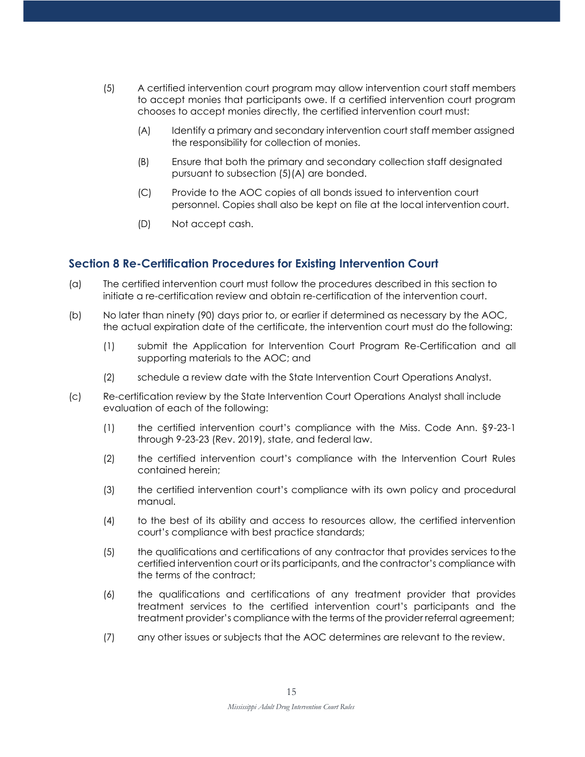(5) A certified intervention court program may allow intervention court staff members to accept monies that participants owe. If a certified intervention court program chooses to accept monies directly, the certified intervention court must:

  (A) Identify a primary and secondary intervention court staff member assigned the responsibility for collection of monies.

  (B) Ensure that both the primary and secondary collection staff designated pursuant to subsection (5)(A) are bonded.

  (C) Provide to the AOC copies of all bonds issued to intervention court personnel. Copies shall also be kept on file at the local intervention court.

  (D) Not accept cash.

## Section 8 Re-Certification Procedures for Existing Intervention Court

(a) The certified intervention court must follow the procedures described in this section to initiate a re-certification review and obtain re-certification of the intervention court.

(b) No later than ninety (90) days prior to, or earlier if determined as necessary by the AOC, the actual expiration date of the certificate, the intervention court must do the following:

  (1) submit the Application for Intervention Court Program Re-Certification and all supporting materials to the AOC; and

  (2) schedule a review date with the State Intervention Court Operations Analyst.

(c) Re-certification review by the State Intervention Court Operations Analyst shall include evaluation of each of the following:

  (1) the certified intervention court's compliance with the Miss. Code Ann. §9-23-1 through 9-23-23 (Rev. 2019), state, and federal law.

  (2) the certified intervention court's compliance with the Intervention Court Rules contained herein;

  (3) the certified intervention court's compliance with its own policy and procedural manual.

  (4) to the best of its ability and access to resources allow, the certified intervention court's compliance with best practice standards;

  (5) the qualifications and certifications of any contractor that provides services to the certified intervention court or its participants, and the contractor's compliance with the terms of the contract;

  (6) the qualifications and certifications of any treatment provider that provides treatment services to the certified intervention court's participants and the treatment provider's compliance with the terms of the provider referral agreement;

  (7) any other issues or subjects that the AOC determines are relevant to the review.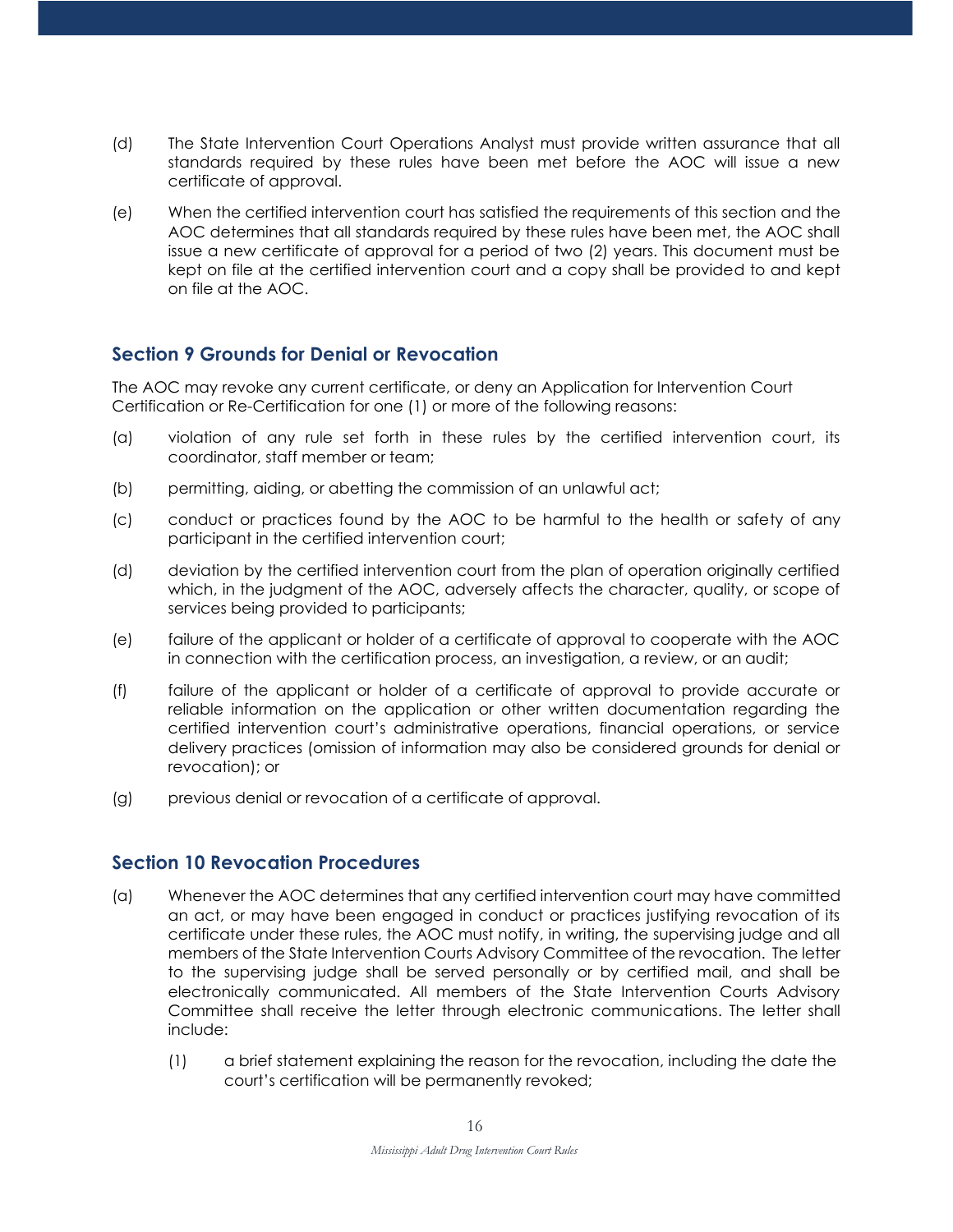(d) The State Intervention Court Operations Analyst must provide written assurance that all standards required by these rules have been met before the AOC will issue a new certificate of approval.

(e) When the certified intervention court has satisfied the requirements of this section and the AOC determines that all standards required by these rules have been met, the AOC shall issue a new certificate of approval for a period of two (2) years. This document must be kept on file at the certified intervention court and a copy shall be provided to and kept on file at the AOC.

## Section 9 Grounds for Denial or Revocation

The AOC may revoke any current certificate, or deny an Application for Intervention Court Certification or Re-Certification for one (1) or more of the following reasons:

(a) violation of any rule set forth in these rules by the certified intervention court, its coordinator, staff member or team;

(b) permitting, aiding, or abetting the commission of an unlawful act;

(c) conduct or practices found by the AOC to be harmful to the health or safety of any participant in the certified intervention court;

(d) deviation by the certified intervention court from the plan of operation originally certified which, in the judgment of the AOC, adversely affects the character, quality, or scope of services being provided to participants;

(e) failure of the applicant or holder of a certificate of approval to cooperate with the AOC in connection with the certification process, an investigation, a review, or an audit;

(f) failure of the applicant or holder of a certificate of approval to provide accurate or reliable information on the application or other written documentation regarding the certified intervention court's administrative operations, financial operations, or service delivery practices (omission of information may also be considered grounds for denial or revocation); or

(g) previous denial or revocation of a certificate of approval.

## Section 10 Revocation Procedures

(a) Whenever the AOC determines that any certified intervention court may have committed an act, or may have been engaged in conduct or practices justifying revocation of its certificate under these rules, the AOC must notify, in writing, the supervising judge and all members of the State Intervention Courts Advisory Committee of the revocation. The letter to the supervising judge shall be served personally or by certified mail, and shall be electronically communicated. All members of the State Intervention Courts Advisory Committee shall receive the letter through electronic communications. The letter shall include:

   (1) a brief statement explaining the reason for the revocation, including the date the court's certification will be permanently revoked;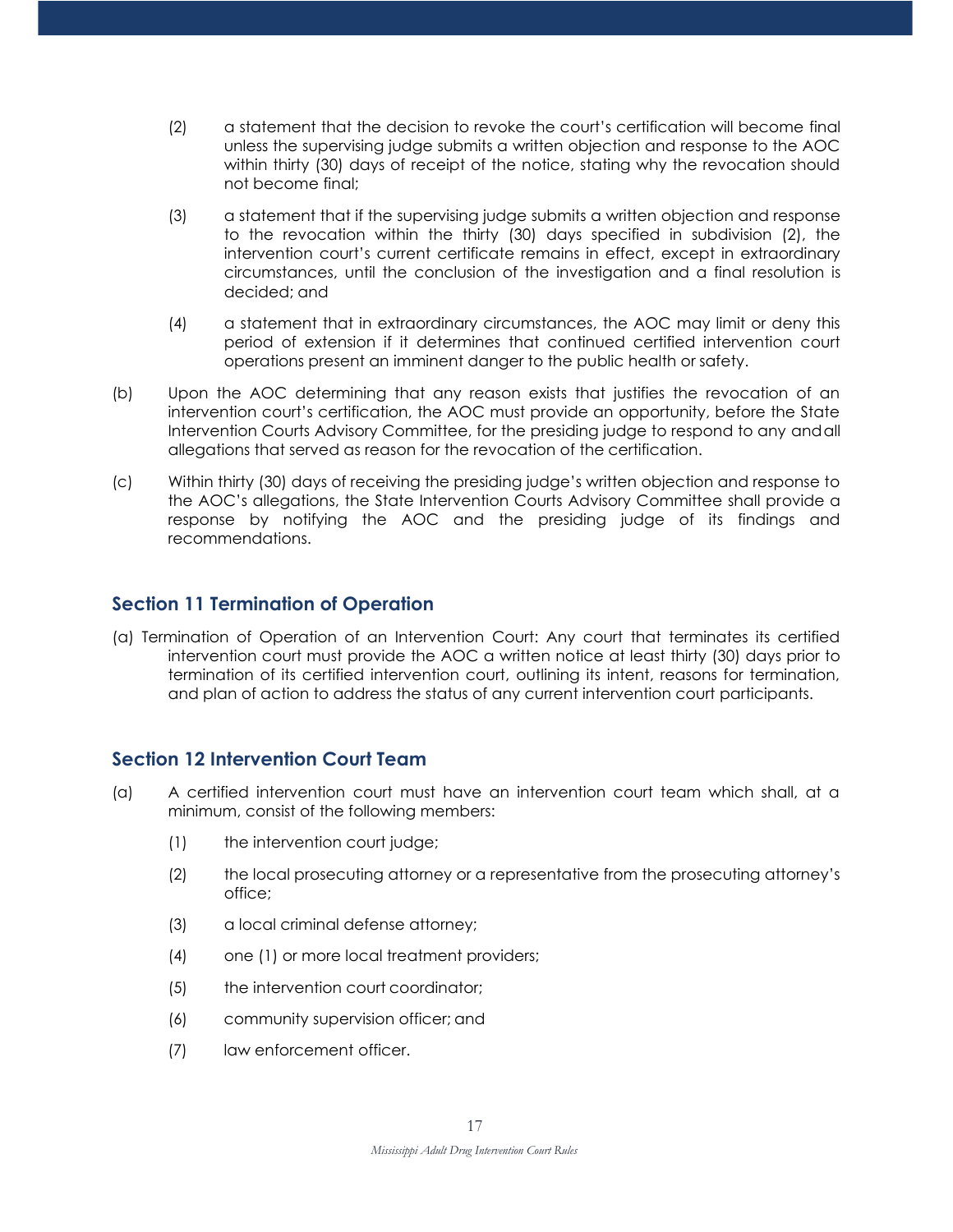(2) a statement that the decision to revoke the court's certification will become final unless the supervising judge submits a written objection and response to the AOC within thirty (30) days of receipt of the notice, stating why the revocation should not become final;

(3) a statement that if the supervising judge submits a written objection and response to the revocation within the thirty (30) days specified in subdivision (2), the intervention court's current certificate remains in effect, except in extraordinary circumstances, until the conclusion of the investigation and a final resolution is decided; and

(4) a statement that in extraordinary circumstances, the AOC may limit or deny this period of extension if it determines that continued certified intervention court operations present an imminent danger to the public health or safety.

(b) Upon the AOC determining that any reason exists that justifies the revocation of an intervention court's certification, the AOC must provide an opportunity, before the State Intervention Courts Advisory Committee, for the presiding judge to respond to any and all allegations that served as reason for the revocation of the certification.

(c) Within thirty (30) days of receiving the presiding judge's written objection and response to the AOC's allegations, the State Intervention Courts Advisory Committee shall provide a response by notifying the AOC and the presiding judge of its findings and recommendations.

## Section 11 Termination of Operation

(a) Termination of Operation of an Intervention Court: Any court that terminates its certified intervention court must provide the AOC a written notice at least thirty (30) days prior to termination of its certified intervention court, outlining its intent, reasons for termination, and plan of action to address the status of any current intervention court participants.

## Section 12 Intervention Court Team

(a) A certified intervention court must have an intervention court team which shall, at a minimum, consist of the following members:

(1) the intervention court judge;

(2) the local prosecuting attorney or a representative from the prosecuting attorney's office;

(3) a local criminal defense attorney;

(4) one (1) or more local treatment providers;

(5) the intervention court coordinator;

(6) community supervision officer; and

(7) law enforcement officer.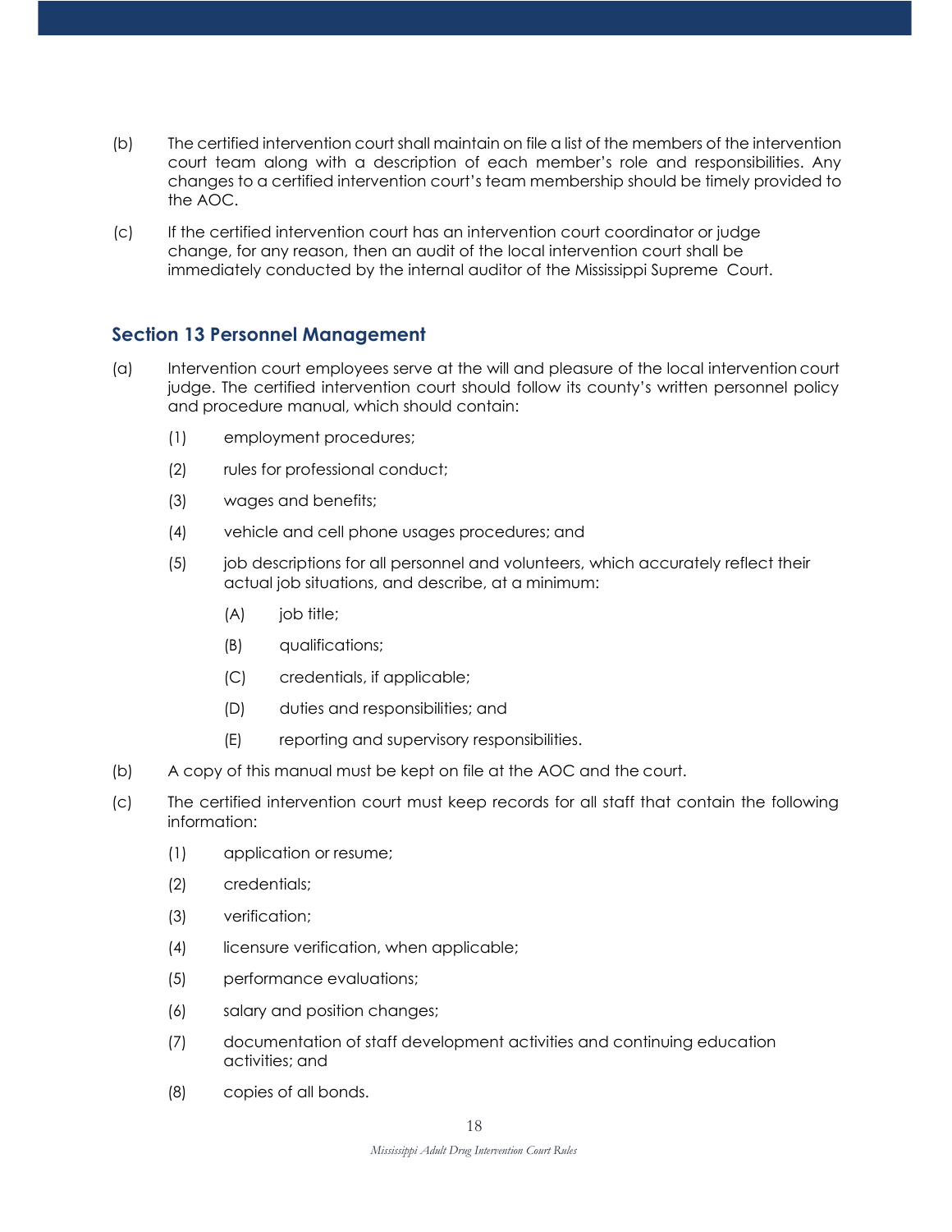(b) The certified intervention court shall maintain on file a list of the members of the intervention court team along with a description of each member's role and responsibilities. Any changes to a certified intervention court's team membership should be timely provided to the AOC.

(c) If the certified intervention court has an intervention court coordinator or judge change, for any reason, then an audit of the local intervention court shall be immediately conducted by the internal auditor of the Mississippi Supreme Court.

## Section 13 Personnel Management

(a) Intervention court employees serve at the will and pleasure of the local intervention court judge. The certified intervention court should follow its county's written personnel policy and procedure manual, which should contain:

- (1) employment procedures;
- (2) rules for professional conduct;
- (3) wages and benefits;
- (4) vehicle and cell phone usages procedures; and
- (5) job descriptions for all personnel and volunteers, which accurately reflect their actual job situations, and describe, at a minimum:
  - (A) job title;
  - (B) qualifications;
  - (C) credentials, if applicable;
  - (D) duties and responsibilities; and
  - (E) reporting and supervisory responsibilities.

(b) A copy of this manual must be kept on file at the AOC and the court.

(c) The certified intervention court must keep records for all staff that contain the following information:

- (1) application or resume;
- (2) credentials;
- (3) verification;
- (4) licensure verification, when applicable;
- (5) performance evaluations;
- (6) salary and position changes;
- (7) documentation of staff development activities and continuing education activities; and
- (8) copies of all bonds.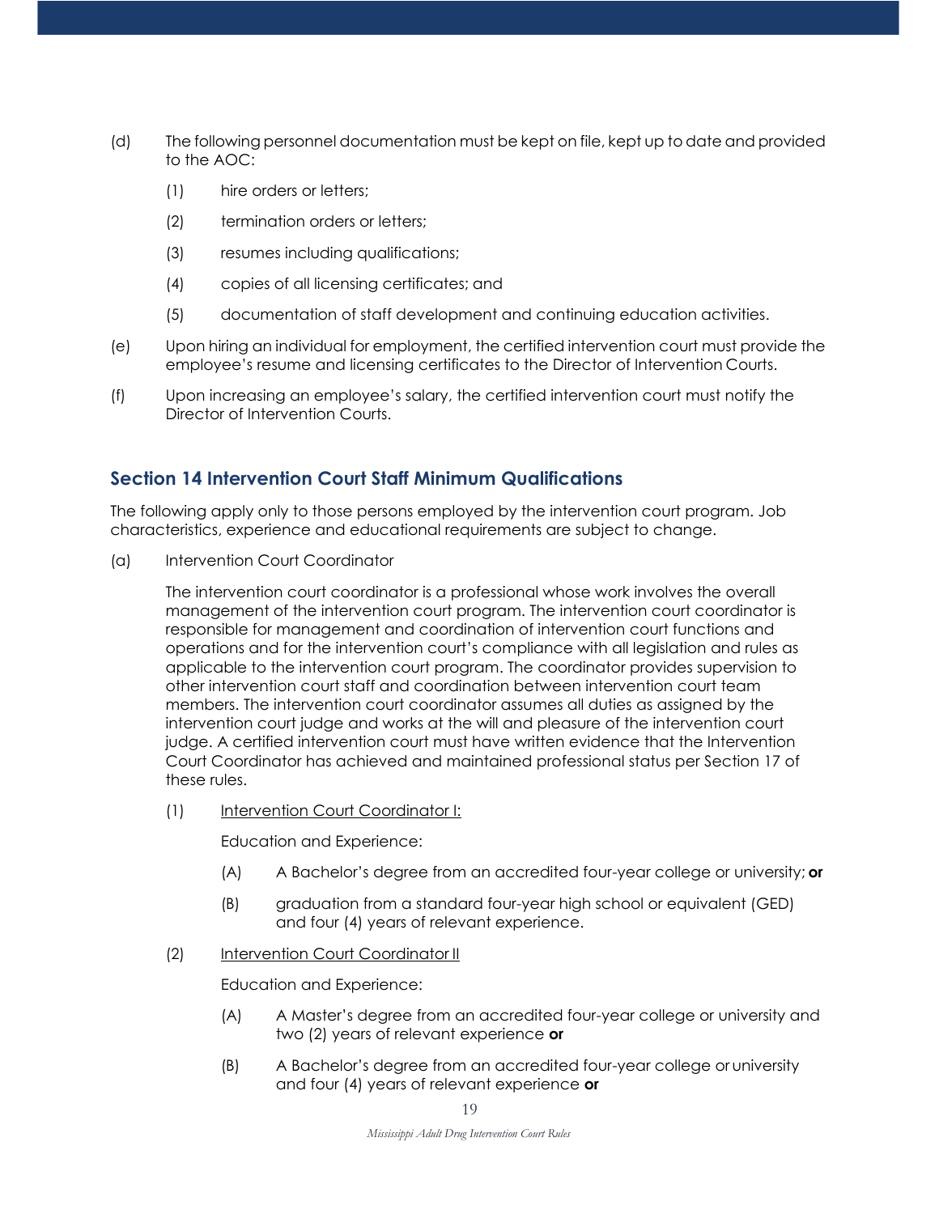(d) The following personnel documentation must be kept on file, kept up to date and provided to the AOC:

  (1) hire orders or letters;

  (2) termination orders or letters;

  (3) resumes including qualifications;

  (4) copies of all licensing certificates; and

  (5) documentation of staff development and continuing education activities.

(e) Upon hiring an individual for employment, the certified intervention court must provide the employee's resume and licensing certificates to the Director of Intervention Courts.

(f) Upon increasing an employee's salary, the certified intervention court must notify the Director of Intervention Courts.

## Section 14 Intervention Court Staff Minimum Qualifications

The following apply only to those persons employed by the intervention court program. Job characteristics, experience and educational requirements are subject to change.

(a) Intervention Court Coordinator

The intervention court coordinator is a professional whose work involves the overall management of the intervention court program. The intervention court coordinator is responsible for management and coordination of intervention court functions and operations and for the intervention court's compliance with all legislation and rules as applicable to the intervention court program. The coordinator provides supervision to other intervention court staff and coordination between intervention court team members. The intervention court coordinator assumes all duties as assigned by the intervention court judge and works at the will and pleasure of the intervention court judge. A certified intervention court must have written evidence that the Intervention Court Coordinator has achieved and maintained professional status per Section 17 of these rules.

  (1) Intervention Court Coordinator I:

  Education and Experience:

    (A) A Bachelor's degree from an accredited four-year college or university; **or**

    (B) graduation from a standard four-year high school or equivalent (GED) and four (4) years of relevant experience.

  (2) Intervention Court Coordinator II

  Education and Experience:

    (A) A Master's degree from an accredited four-year college or university and two (2) years of relevant experience **or**

    (B) A Bachelor's degree from an accredited four-year college or university and four (4) years of relevant experience **or**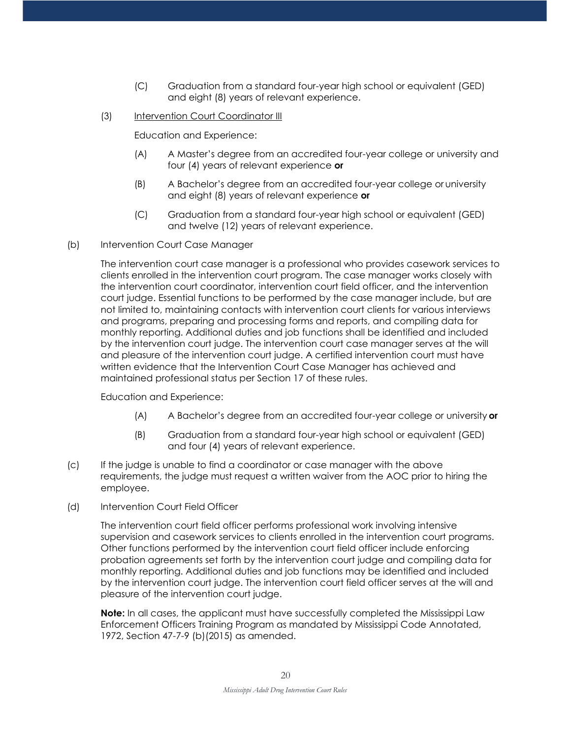(C) Graduation from a standard four-year high school or equivalent (GED) and eight (8) years of relevant experience.

(3) <u>Intervention Court Coordinator III</u>

Education and Experience:

(A) A Master's degree from an accredited four-year college or university and four (4) years of relevant experience **or**

(B) A Bachelor's degree from an accredited four-year college or university and eight (8) years of relevant experience **or**

(C) Graduation from a standard four-year high school or equivalent (GED) and twelve (12) years of relevant experience.

(b) Intervention Court Case Manager

The intervention court case manager is a professional who provides casework services to clients enrolled in the intervention court program. The case manager works closely with the intervention court coordinator, intervention court field officer, and the intervention court judge. Essential functions to be performed by the case manager include, but are not limited to, maintaining contacts with intervention court clients for various interviews and programs, preparing and processing forms and reports, and compiling data for monthly reporting. Additional duties and job functions shall be identified and included by the intervention court judge. The intervention court case manager serves at the will and pleasure of the intervention court judge. A certified intervention court must have written evidence that the Intervention Court Case Manager has achieved and maintained professional status per Section 17 of these rules.

Education and Experience:

(A) A Bachelor's degree from an accredited four-year college or university **or**

(B) Graduation from a standard four-year high school or equivalent (GED) and four (4) years of relevant experience.

(c) If the judge is unable to find a coordinator or case manager with the above requirements, the judge must request a written waiver from the AOC prior to hiring the employee.

(d) Intervention Court Field Officer

The intervention court field officer performs professional work involving intensive supervision and casework services to clients enrolled in the intervention court programs. Other functions performed by the intervention court field officer include enforcing probation agreements set forth by the intervention court judge and compiling data for monthly reporting. Additional duties and job functions may be identified and included by the intervention court judge. The intervention court field officer serves at the will and pleasure of the intervention court judge.

**Note:** In all cases, the applicant must have successfully completed the Mississippi Law Enforcement Officers Training Program as mandated by Mississippi Code Annotated, 1972, Section 47-7-9 (b)(2015) as amended.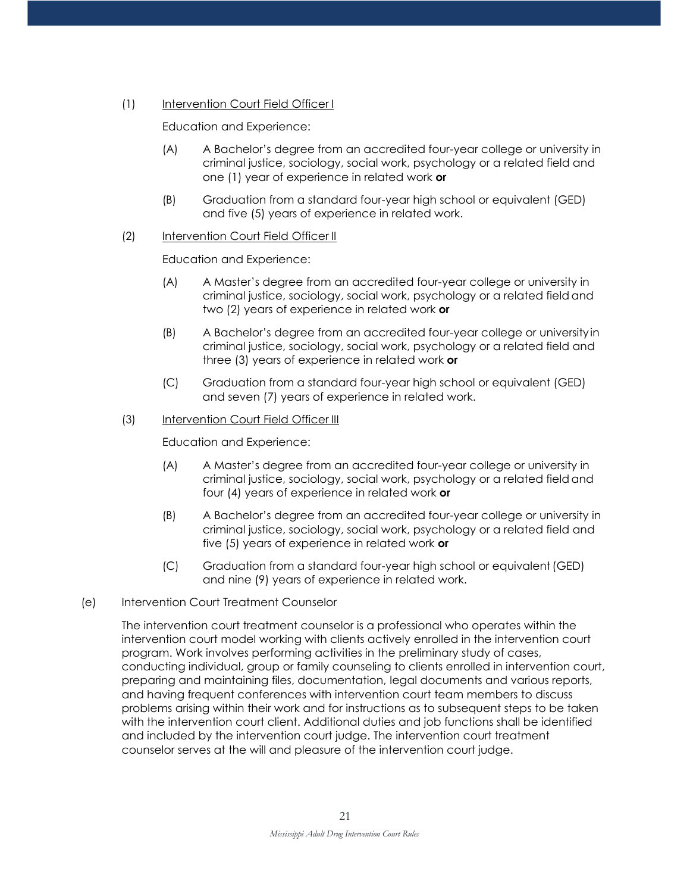(1) Intervention Court Field Officer I

Education and Experience:

(A) A Bachelor's degree from an accredited four-year college or university in criminal justice, sociology, social work, psychology or a related field and one (1) year of experience in related work **or**

(B) Graduation from a standard four-year high school or equivalent (GED) and five (5) years of experience in related work.

(2) Intervention Court Field Officer II

Education and Experience:

(A) A Master's degree from an accredited four-year college or university in criminal justice, sociology, social work, psychology or a related field and two (2) years of experience in related work **or**

(B) A Bachelor's degree from an accredited four-year college or university in criminal justice, sociology, social work, psychology or a related field and three (3) years of experience in related work **or**

(C) Graduation from a standard four-year high school or equivalent (GED) and seven (7) years of experience in related work.

(3) Intervention Court Field Officer III

Education and Experience:

(A) A Master's degree from an accredited four-year college or university in criminal justice, sociology, social work, psychology or a related field and four (4) years of experience in related work **or**

(B) A Bachelor's degree from an accredited four-year college or university in criminal justice, sociology, social work, psychology or a related field and five (5) years of experience in related work **or**

(C) Graduation from a standard four-year high school or equivalent (GED) and nine (9) years of experience in related work.

(e) Intervention Court Treatment Counselor

The intervention court treatment counselor is a professional who operates within the intervention court model working with clients actively enrolled in the intervention court program. Work involves performing activities in the preliminary study of cases, conducting individual, group or family counseling to clients enrolled in intervention court, preparing and maintaining files, documentation, legal documents and various reports, and having frequent conferences with intervention court team members to discuss problems arising within their work and for instructions as to subsequent steps to be taken with the intervention court client. Additional duties and job functions shall be identified and included by the intervention court judge. The intervention court treatment counselor serves at the will and pleasure of the intervention court judge.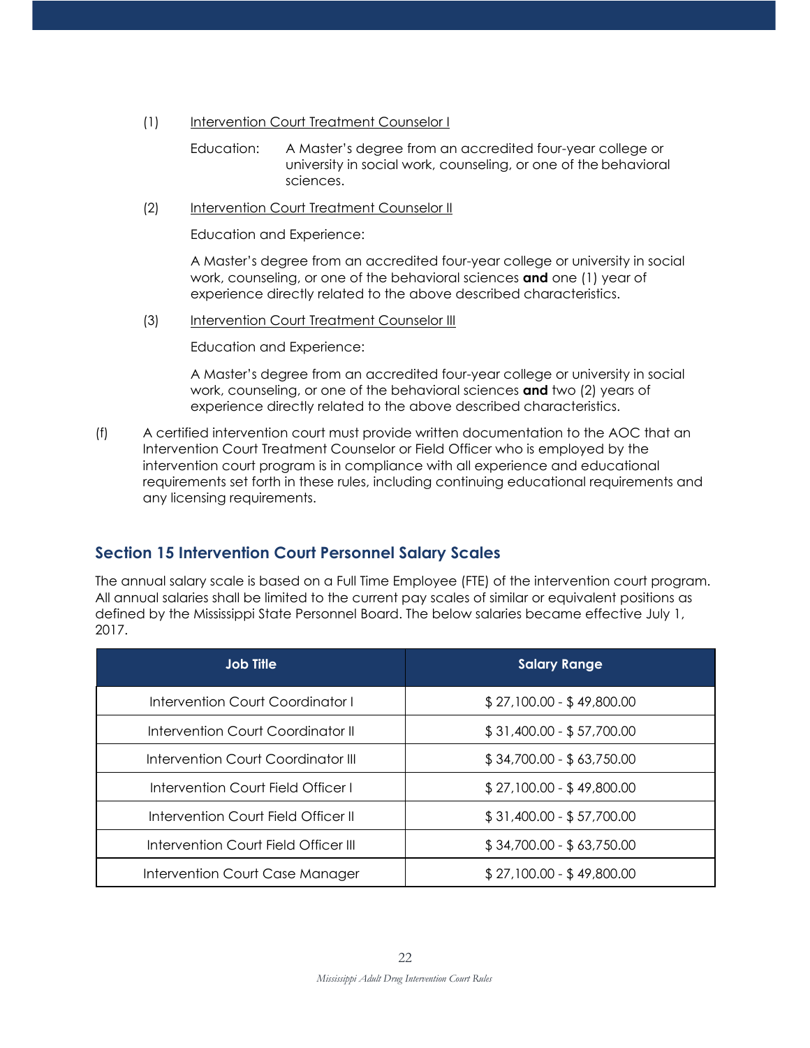(1) Intervention Court Treatment Counselor I

Education: A Master's degree from an accredited four-year college or university in social work, counseling, or one of the behavioral sciences.

(2) Intervention Court Treatment Counselor II

Education and Experience:

A Master's degree from an accredited four-year college or university in social work, counseling, or one of the behavioral sciences **and** one (1) year of experience directly related to the above described characteristics.

(3) Intervention Court Treatment Counselor III

Education and Experience:

A Master's degree from an accredited four-year college or university in social work, counseling, or one of the behavioral sciences **and** two (2) years of experience directly related to the above described characteristics.

(f) A certified intervention court must provide written documentation to the AOC that an Intervention Court Treatment Counselor or Field Officer who is employed by the intervention court program is in compliance with all experience and educational requirements set forth in these rules, including continuing educational requirements and any licensing requirements.

## Section 15 Intervention Court Personnel Salary Scales

The annual salary scale is based on a Full Time Employee (FTE) of the intervention court program. All annual salaries shall be limited to the current pay scales of similar or equivalent positions as defined by the Mississippi State Personnel Board. The below salaries became effective July 1, 2017.

| Job Title | Salary Range |
|---|---|
| Intervention Court Coordinator I | $ 27,100.00 - $ 49,800.00 |
| Intervention Court Coordinator II | $ 31,400.00 - $ 57,700.00 |
| Intervention Court Coordinator III | $ 34,700.00 - $ 63,750.00 |
| Intervention Court Field Officer I | $ 27,100.00 - $ 49,800.00 |
| Intervention Court Field Officer II | $ 31,400.00 - $ 57,700.00 |
| Intervention Court Field Officer III | $ 34,700.00 - $ 63,750.00 |
| Intervention Court Case Manager | $ 27,100.00 - $ 49,800.00 |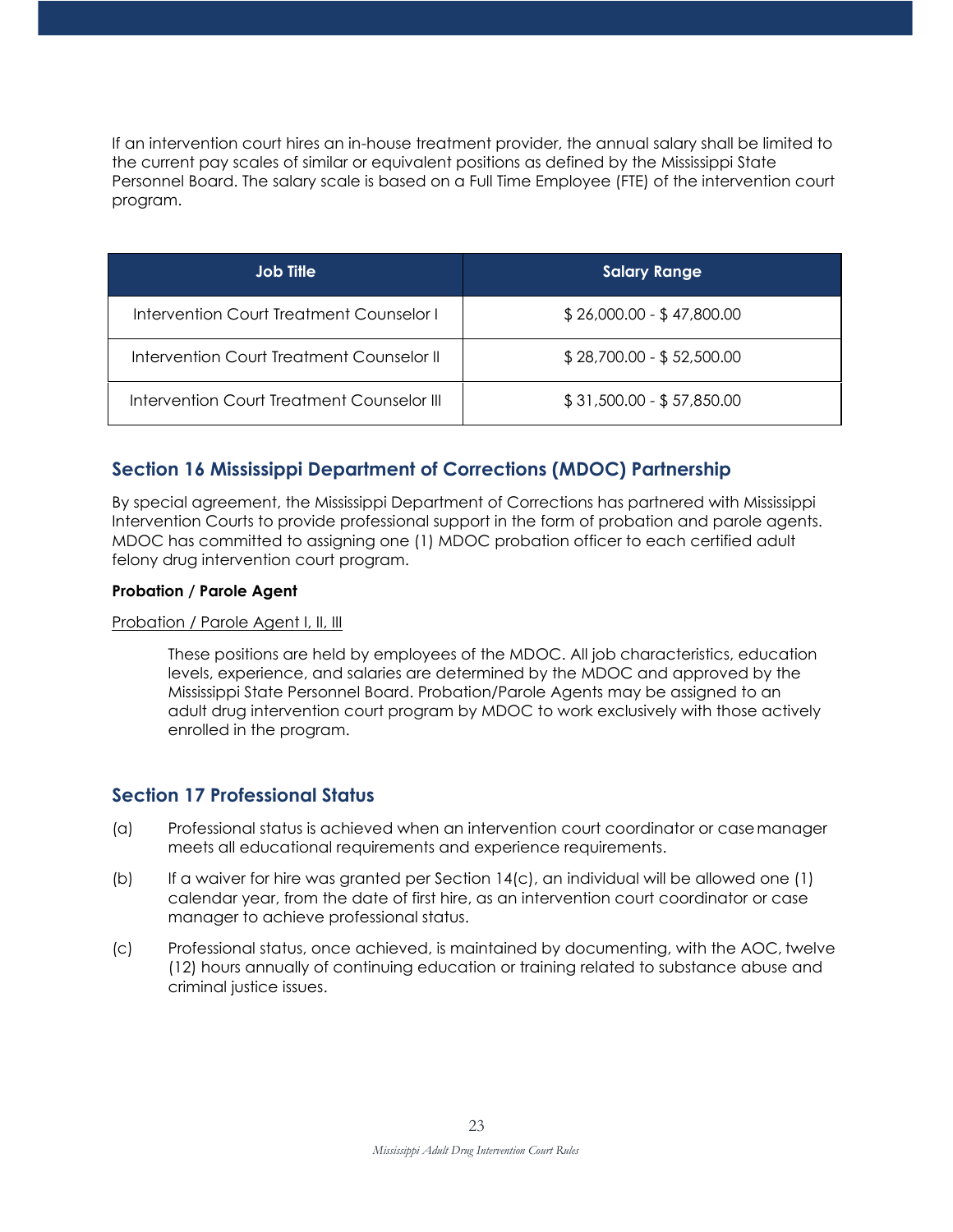If an intervention court hires an in-house treatment provider, the annual salary shall be limited to the current pay scales of similar or equivalent positions as defined by the Mississippi State Personnel Board. The salary scale is based on a Full Time Employee (FTE) of the intervention court program.

| Job Title | Salary Range |
|---|---|
| Intervention Court Treatment Counselor I | $ 26,000.00 - $ 47,800.00 |
| Intervention Court Treatment Counselor II | $ 28,700.00 - $ 52,500.00 |
| Intervention Court Treatment Counselor III | $ 31,500.00 - $ 57,850.00 |

## Section 16 Mississippi Department of Corrections (MDOC) Partnership

By special agreement, the Mississippi Department of Corrections has partnered with Mississippi Intervention Courts to provide professional support in the form of probation and parole agents. MDOC has committed to assigning one (1) MDOC probation officer to each certified adult felony drug intervention court program.

**Probation / Parole Agent**

Probation / Parole Agent I, II, III

These positions are held by employees of the MDOC. All job characteristics, education levels, experience, and salaries are determined by the MDOC and approved by the Mississippi State Personnel Board. Probation/Parole Agents may be assigned to an adult drug intervention court program by MDOC to work exclusively with those actively enrolled in the program.

## Section 17 Professional Status

(a) Professional status is achieved when an intervention court coordinator or case manager meets all educational requirements and experience requirements.

(b) If a waiver for hire was granted per Section 14(c), an individual will be allowed one (1) calendar year, from the date of first hire, as an intervention court coordinator or case manager to achieve professional status.

(c) Professional status, once achieved, is maintained by documenting, with the AOC, twelve (12) hours annually of continuing education or training related to substance abuse and criminal justice issues.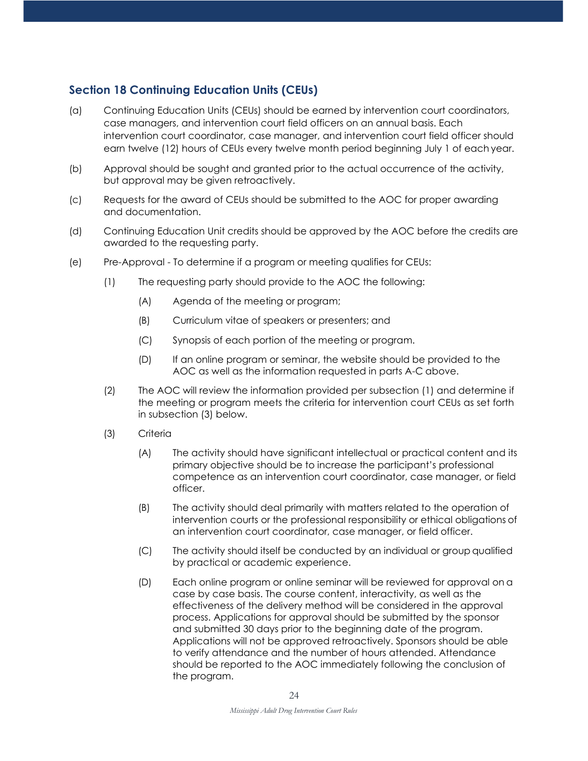## Section 18 Continuing Education Units (CEUs)

(a) Continuing Education Units (CEUs) should be earned by intervention court coordinators, case managers, and intervention court field officers on an annual basis. Each intervention court coordinator, case manager, and intervention court field officer should earn twelve (12) hours of CEUs every twelve month period beginning July 1 of each year.

(b) Approval should be sought and granted prior to the actual occurrence of the activity, but approval may be given retroactively.

(c) Requests for the award of CEUs should be submitted to the AOC for proper awarding and documentation.

(d) Continuing Education Unit credits should be approved by the AOC before the credits are awarded to the requesting party.

(e) Pre-Approval - To determine if a program or meeting qualifies for CEUs:

(1) The requesting party should provide to the AOC the following:

(A) Agenda of the meeting or program;

(B) Curriculum vitae of speakers or presenters; and

(C) Synopsis of each portion of the meeting or program.

(D) If an online program or seminar, the website should be provided to the AOC as well as the information requested in parts A-C above.

(2) The AOC will review the information provided per subsection (1) and determine if the meeting or program meets the criteria for intervention court CEUs as set forth in subsection (3) below.

(3) Criteria

(A) The activity should have significant intellectual or practical content and its primary objective should be to increase the participant's professional competence as an intervention court coordinator, case manager, or field officer.

(B) The activity should deal primarily with matters related to the operation of intervention courts or the professional responsibility or ethical obligations of an intervention court coordinator, case manager, or field officer.

(C) The activity should itself be conducted by an individual or group qualified by practical or academic experience.

(D) Each online program or online seminar will be reviewed for approval on a case by case basis. The course content, interactivity, as well as the effectiveness of the delivery method will be considered in the approval process. Applications for approval should be submitted by the sponsor and submitted 30 days prior to the beginning date of the program. Applications will not be approved retroactively. Sponsors should be able to verify attendance and the number of hours attended. Attendance should be reported to the AOC immediately following the conclusion of the program.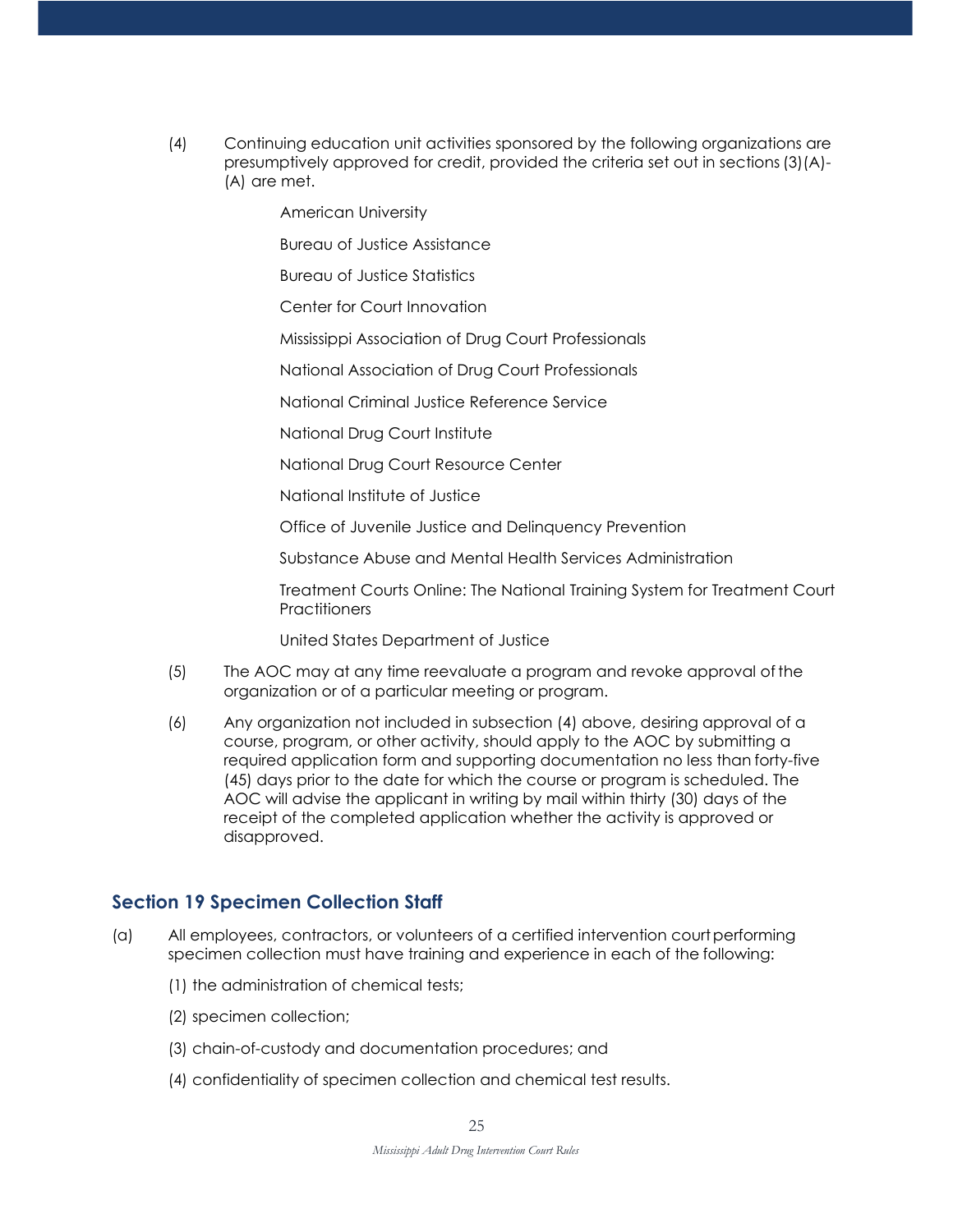(4) Continuing education unit activities sponsored by the following organizations are presumptively approved for credit, provided the criteria set out in sections (3)(A)-(A) are met.

American University

Bureau of Justice Assistance

Bureau of Justice Statistics

Center for Court Innovation

Mississippi Association of Drug Court Professionals

National Association of Drug Court Professionals

National Criminal Justice Reference Service

National Drug Court Institute

National Drug Court Resource Center

National Institute of Justice

Office of Juvenile Justice and Delinquency Prevention

Substance Abuse and Mental Health Services Administration

Treatment Courts Online: The National Training System for Treatment Court Practitioners

United States Department of Justice

(5) The AOC may at any time reevaluate a program and revoke approval of the organization or of a particular meeting or program.

(6) Any organization not included in subsection (4) above, desiring approval of a course, program, or other activity, should apply to the AOC by submitting a required application form and supporting documentation no less than forty-five (45) days prior to the date for which the course or program is scheduled. The AOC will advise the applicant in writing by mail within thirty (30) days of the receipt of the completed application whether the activity is approved or disapproved.

## Section 19 Specimen Collection Staff

(a) All employees, contractors, or volunteers of a certified intervention court performing specimen collection must have training and experience in each of the following:

(1) the administration of chemical tests;

(2) specimen collection;

(3) chain-of-custody and documentation procedures; and

(4) confidentiality of specimen collection and chemical test results.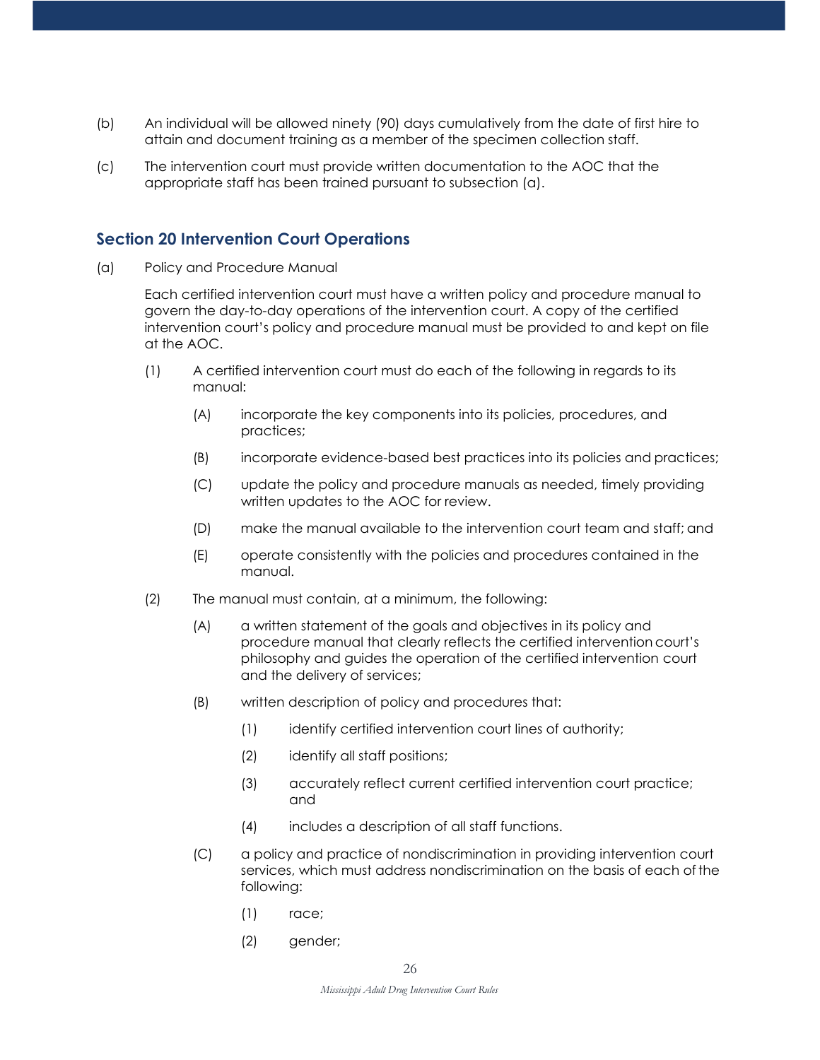(b) An individual will be allowed ninety (90) days cumulatively from the date of first hire to attain and document training as a member of the specimen collection staff.

(c) The intervention court must provide written documentation to the AOC that the appropriate staff has been trained pursuant to subsection (a).

## Section 20 Intervention Court Operations

(a) Policy and Procedure Manual

Each certified intervention court must have a written policy and procedure manual to govern the day-to-day operations of the intervention court. A copy of the certified intervention court's policy and procedure manual must be provided to and kept on file at the AOC.

- (1) A certified intervention court must do each of the following in regards to its manual:
  - (A) incorporate the key components into its policies, procedures, and practices;
  - (B) incorporate evidence-based best practices into its policies and practices;
  - (C) update the policy and procedure manuals as needed, timely providing written updates to the AOC for review.
  - (D) make the manual available to the intervention court team and staff; and
  - (E) operate consistently with the policies and procedures contained in the manual.
- (2) The manual must contain, at a minimum, the following:
  - (A) a written statement of the goals and objectives in its policy and procedure manual that clearly reflects the certified intervention court's philosophy and guides the operation of the certified intervention court and the delivery of services;
  - (B) written description of policy and procedures that:
    - (1) identify certified intervention court lines of authority;
    - (2) identify all staff positions;
    - (3) accurately reflect current certified intervention court practice; and
    - (4) includes a description of all staff functions.
  - (C) a policy and practice of nondiscrimination in providing intervention court services, which must address nondiscrimination on the basis of each of the following:
    - (1) race;
    - (2) gender;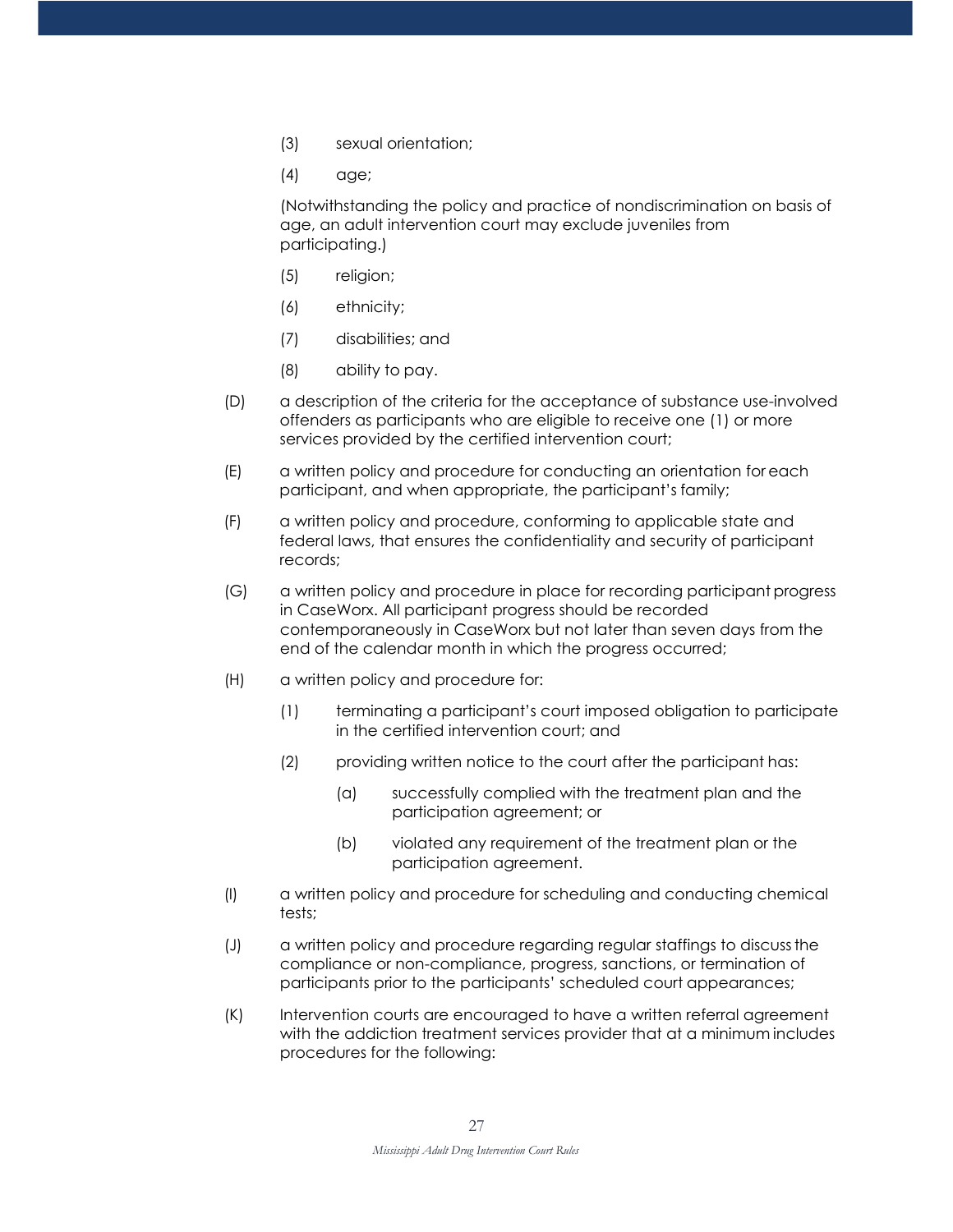(3) sexual orientation;

(4) age;

(Notwithstanding the policy and practice of nondiscrimination on basis of age, an adult intervention court may exclude juveniles from participating.)

(5) religion;

(6) ethnicity;

(7) disabilities; and

(8) ability to pay.

(D) a description of the criteria for the acceptance of substance use-involved offenders as participants who are eligible to receive one (1) or more services provided by the certified intervention court;

(E) a written policy and procedure for conducting an orientation for each participant, and when appropriate, the participant's family;

(F) a written policy and procedure, conforming to applicable state and federal laws, that ensures the confidentiality and security of participant records;

(G) a written policy and procedure in place for recording participant progress in CaseWorx. All participant progress should be recorded contemporaneously in CaseWorx but not later than seven days from the end of the calendar month in which the progress occurred;

(H) a written policy and procedure for:

(1) terminating a participant's court imposed obligation to participate in the certified intervention court; and

(2) providing written notice to the court after the participant has:

(a) successfully complied with the treatment plan and the participation agreement; or

(b) violated any requirement of the treatment plan or the participation agreement.

(I) a written policy and procedure for scheduling and conducting chemical tests;

(J) a written policy and procedure regarding regular staffings to discuss the compliance or non-compliance, progress, sanctions, or termination of participants prior to the participants' scheduled court appearances;

(K) Intervention courts are encouraged to have a written referral agreement with the addiction treatment services provider that at a minimum includes procedures for the following: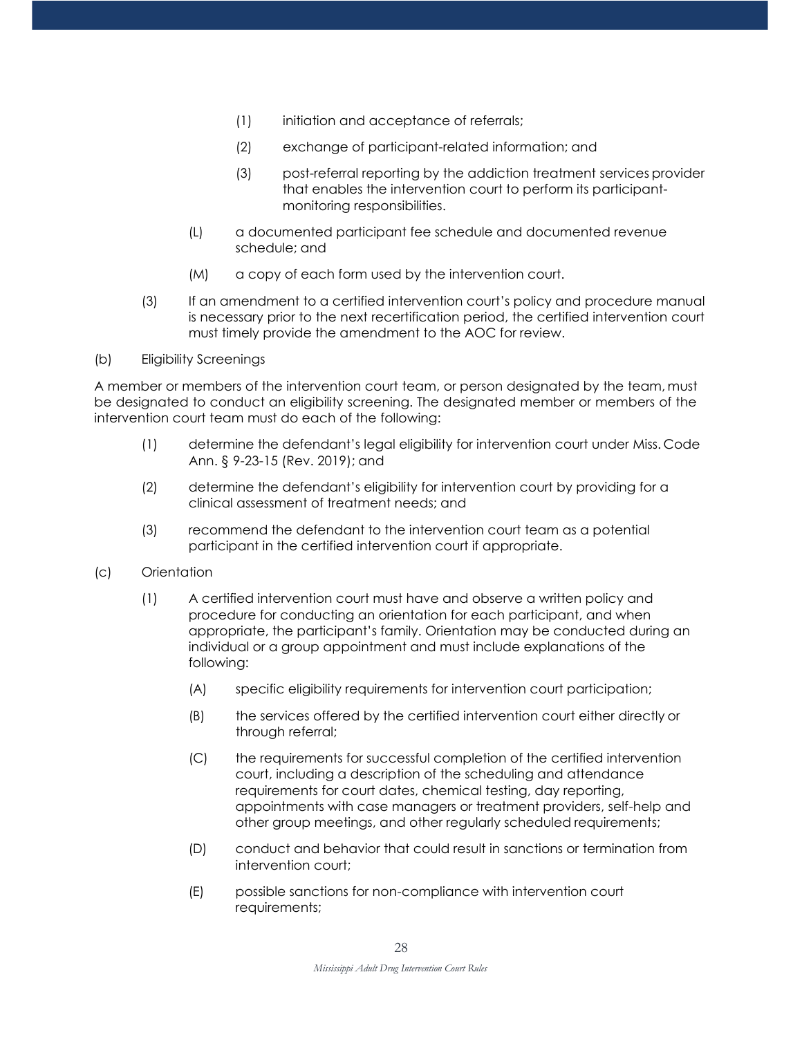(1) initiation and acceptance of referrals;

(2) exchange of participant-related information; and

(3) post-referral reporting by the addiction treatment services provider that enables the intervention court to perform its participant-monitoring responsibilities.

(L) a documented participant fee schedule and documented revenue schedule; and

(M) a copy of each form used by the intervention court.

(3) If an amendment to a certified intervention court's policy and procedure manual is necessary prior to the next recertification period, the certified intervention court must timely provide the amendment to the AOC for review.

(b) Eligibility Screenings

A member or members of the intervention court team, or person designated by the team, must be designated to conduct an eligibility screening. The designated member or members of the intervention court team must do each of the following:

(1) determine the defendant's legal eligibility for intervention court under Miss. Code Ann. § 9-23-15 (Rev. 2019); and

(2) determine the defendant's eligibility for intervention court by providing for a clinical assessment of treatment needs; and

(3) recommend the defendant to the intervention court team as a potential participant in the certified intervention court if appropriate.

(c) Orientation

(1) A certified intervention court must have and observe a written policy and procedure for conducting an orientation for each participant, and when appropriate, the participant's family. Orientation may be conducted during an individual or a group appointment and must include explanations of the following:

(A) specific eligibility requirements for intervention court participation;

(B) the services offered by the certified intervention court either directly or through referral;

(C) the requirements for successful completion of the certified intervention court, including a description of the scheduling and attendance requirements for court dates, chemical testing, day reporting, appointments with case managers or treatment providers, self-help and other group meetings, and other regularly scheduled requirements;

(D) conduct and behavior that could result in sanctions or termination from intervention court;

(E) possible sanctions for non-compliance with intervention court requirements;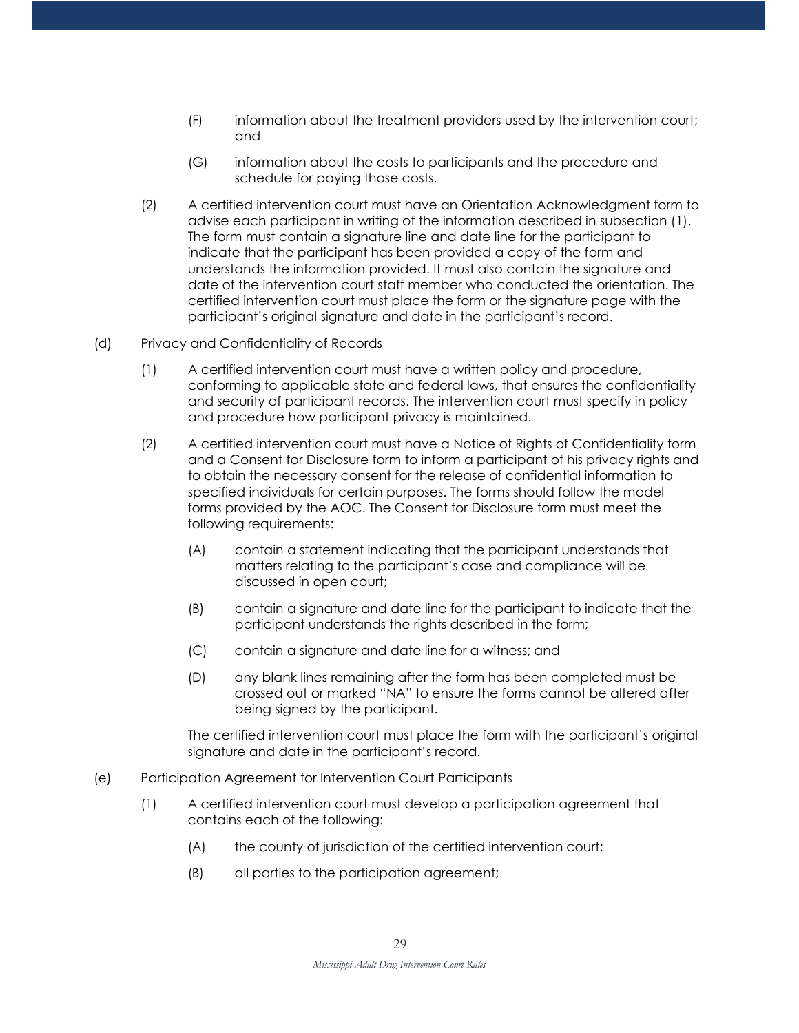(F) information about the treatment providers used by the intervention court; and

(G) information about the costs to participants and the procedure and schedule for paying those costs.

(2) A certified intervention court must have an Orientation Acknowledgment form to advise each participant in writing of the information described in subsection (1). The form must contain a signature line and date line for the participant to indicate that the participant has been provided a copy of the form and understands the information provided. It must also contain the signature and date of the intervention court staff member who conducted the orientation. The certified intervention court must place the form or the signature page with the participant's original signature and date in the participant's record.

(d) Privacy and Confidentiality of Records

(1) A certified intervention court must have a written policy and procedure, conforming to applicable state and federal laws, that ensures the confidentiality and security of participant records. The intervention court must specify in policy and procedure how participant privacy is maintained.

(2) A certified intervention court must have a Notice of Rights of Confidentiality form and a Consent for Disclosure form to inform a participant of his privacy rights and to obtain the necessary consent for the release of confidential information to specified individuals for certain purposes. The forms should follow the model forms provided by the AOC. The Consent for Disclosure form must meet the following requirements:

(A) contain a statement indicating that the participant understands that matters relating to the participant's case and compliance will be discussed in open court;

(B) contain a signature and date line for the participant to indicate that the participant understands the rights described in the form;

(C) contain a signature and date line for a witness; and

(D) any blank lines remaining after the form has been completed must be crossed out or marked "NA" to ensure the forms cannot be altered after being signed by the participant.

The certified intervention court must place the form with the participant's original signature and date in the participant's record.

(e) Participation Agreement for Intervention Court Participants

(1) A certified intervention court must develop a participation agreement that contains each of the following:

(A) the county of jurisdiction of the certified intervention court;

(B) all parties to the participation agreement;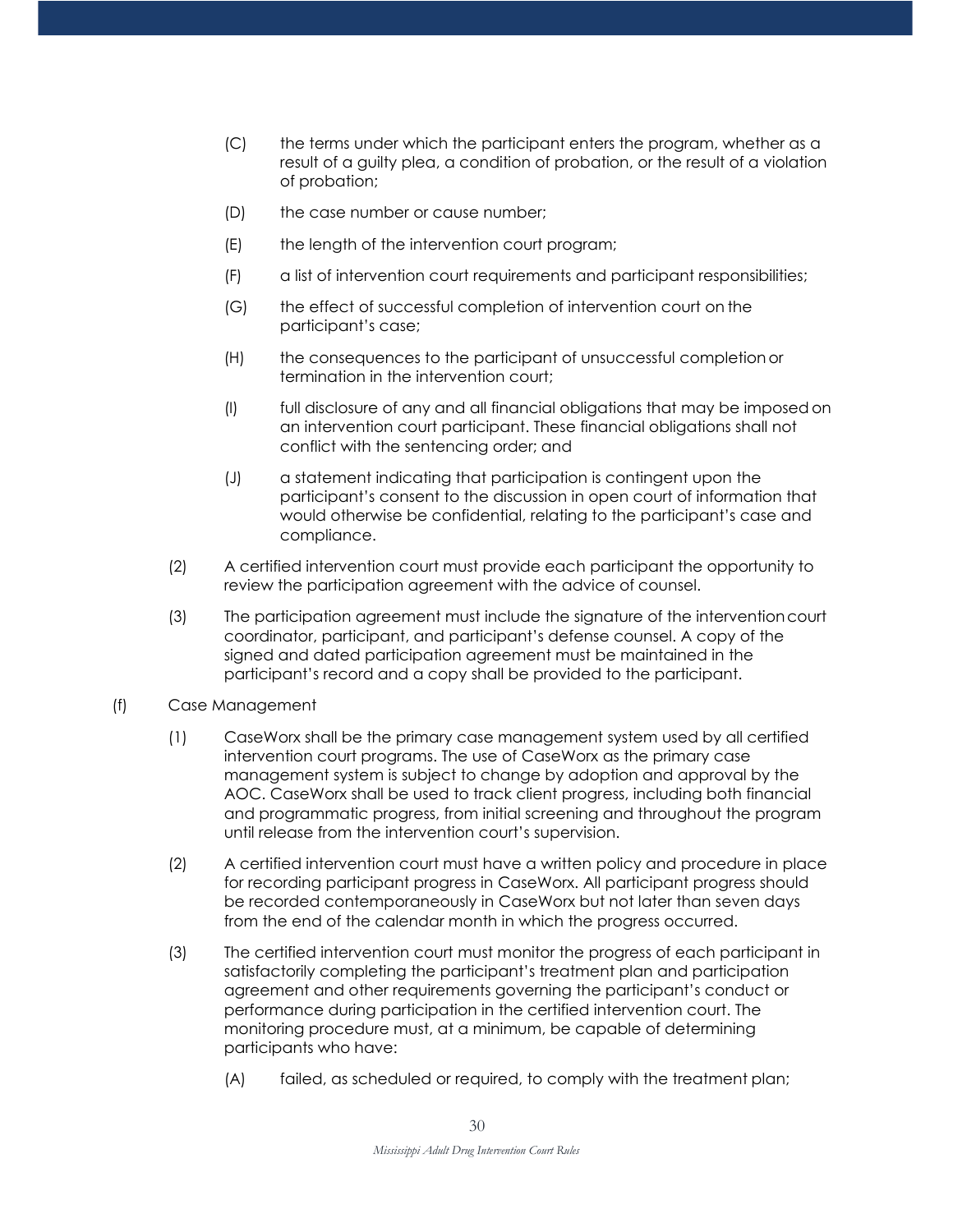(C) the terms under which the participant enters the program, whether as a result of a guilty plea, a condition of probation, or the result of a violation of probation;

(D) the case number or cause number;

(E) the length of the intervention court program;

(F) a list of intervention court requirements and participant responsibilities;

(G) the effect of successful completion of intervention court on the participant's case;

(H) the consequences to the participant of unsuccessful completion or termination in the intervention court;

(I) full disclosure of any and all financial obligations that may be imposed on an intervention court participant. These financial obligations shall not conflict with the sentencing order; and

(J) a statement indicating that participation is contingent upon the participant's consent to the discussion in open court of information that would otherwise be confidential, relating to the participant's case and compliance.

(2) A certified intervention court must provide each participant the opportunity to review the participation agreement with the advice of counsel.

(3) The participation agreement must include the signature of the intervention court coordinator, participant, and participant's defense counsel. A copy of the signed and dated participation agreement must be maintained in the participant's record and a copy shall be provided to the participant.

(f) Case Management

(1) CaseWorx shall be the primary case management system used by all certified intervention court programs. The use of CaseWorx as the primary case management system is subject to change by adoption and approval by the AOC. CaseWorx shall be used to track client progress, including both financial and programmatic progress, from initial screening and throughout the program until release from the intervention court's supervision.

(2) A certified intervention court must have a written policy and procedure in place for recording participant progress in CaseWorx. All participant progress should be recorded contemporaneously in CaseWorx but not later than seven days from the end of the calendar month in which the progress occurred.

(3) The certified intervention court must monitor the progress of each participant in satisfactorily completing the participant's treatment plan and participation agreement and other requirements governing the participant's conduct or performance during participation in the certified intervention court. The monitoring procedure must, at a minimum, be capable of determining participants who have:

(A) failed, as scheduled or required, to comply with the treatment plan;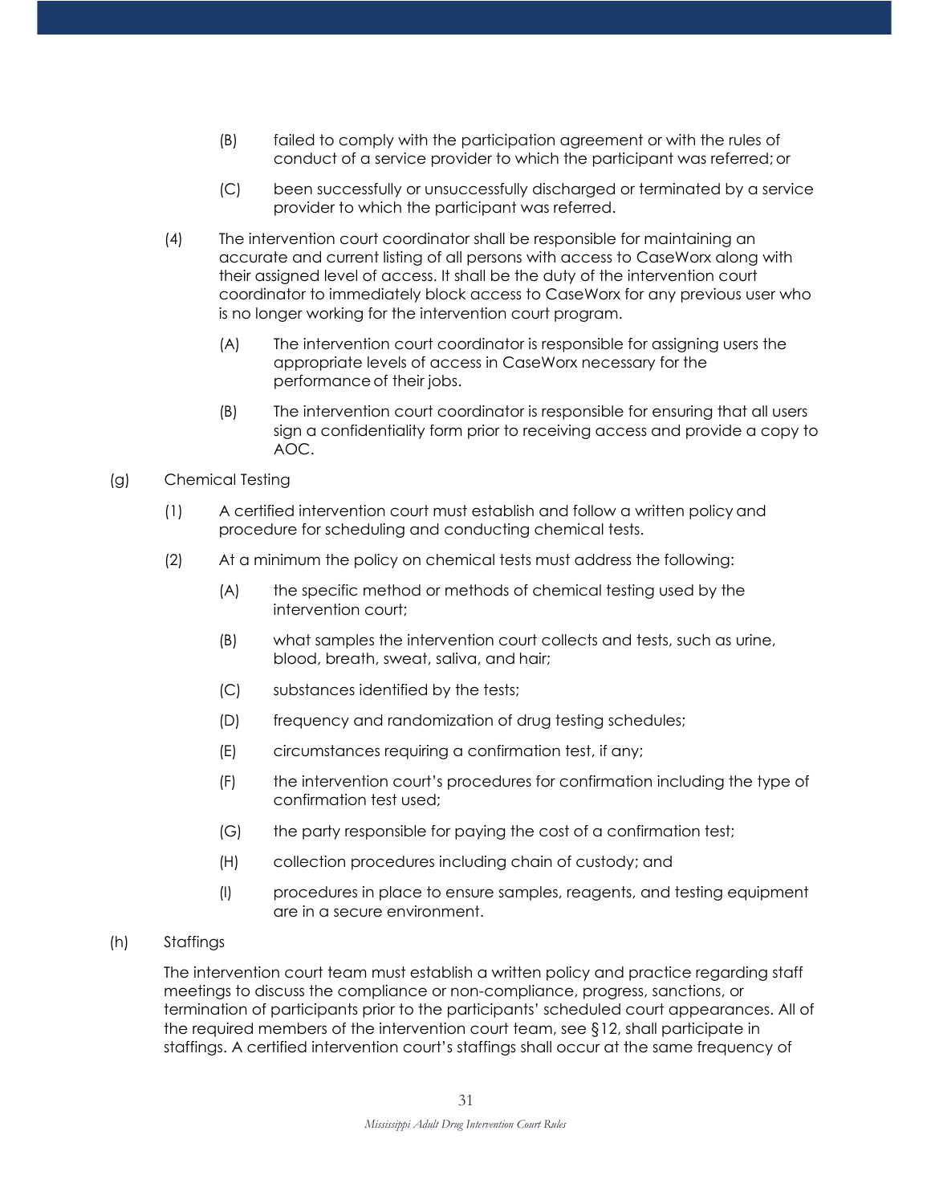(B) failed to comply with the participation agreement or with the rules of conduct of a service provider to which the participant was referred; or

(C) been successfully or unsuccessfully discharged or terminated by a service provider to which the participant was referred.

(4) The intervention court coordinator shall be responsible for maintaining an accurate and current listing of all persons with access to CaseWorx along with their assigned level of access. It shall be the duty of the intervention court coordinator to immediately block access to CaseWorx for any previous user who is no longer working for the intervention court program.

(A) The intervention court coordinator is responsible for assigning users the appropriate levels of access in CaseWorx necessary for the performance of their jobs.

(B) The intervention court coordinator is responsible for ensuring that all users sign a confidentiality form prior to receiving access and provide a copy to AOC.

(g) Chemical Testing

(1) A certified intervention court must establish and follow a written policy and procedure for scheduling and conducting chemical tests.

(2) At a minimum the policy on chemical tests must address the following:

(A) the specific method or methods of chemical testing used by the intervention court;

(B) what samples the intervention court collects and tests, such as urine, blood, breath, sweat, saliva, and hair;

(C) substances identified by the tests;

(D) frequency and randomization of drug testing schedules;

(E) circumstances requiring a confirmation test, if any;

(F) the intervention court's procedures for confirmation including the type of confirmation test used;

(G) the party responsible for paying the cost of a confirmation test;

(H) collection procedures including chain of custody; and

(I) procedures in place to ensure samples, reagents, and testing equipment are in a secure environment.

(h) Staffings

The intervention court team must establish a written policy and practice regarding staff meetings to discuss the compliance or non-compliance, progress, sanctions, or termination of participants prior to the participants' scheduled court appearances. All of the required members of the intervention court team, see §12, shall participate in staffings. A certified intervention court's staffings shall occur at the same frequency of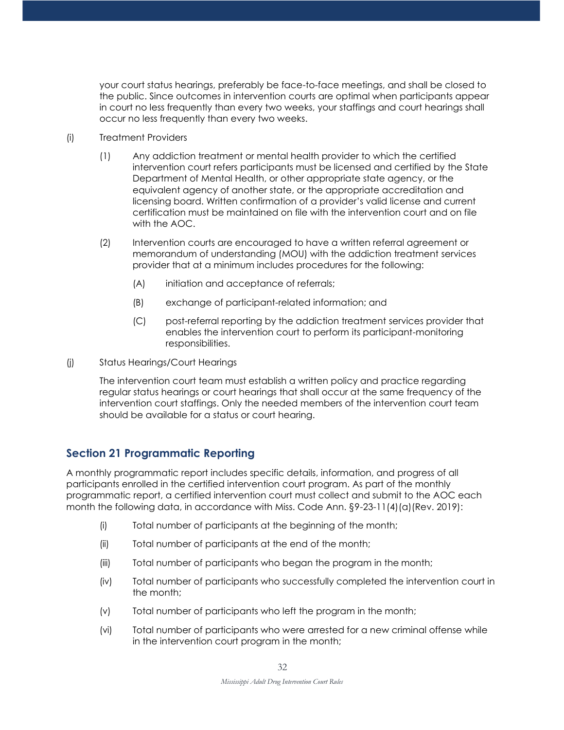your court status hearings, preferably be face-to-face meetings, and shall be closed to the public. Since outcomes in intervention courts are optimal when participants appear in court no less frequently than every two weeks, your staffings and court hearings shall occur no less frequently than every two weeks.

(i) Treatment Providers

(1) Any addiction treatment or mental health provider to which the certified intervention court refers participants must be licensed and certified by the State Department of Mental Health, or other appropriate state agency, or the equivalent agency of another state, or the appropriate accreditation and licensing board. Written confirmation of a provider's valid license and current certification must be maintained on file with the intervention court and on file with the AOC.

(2) Intervention courts are encouraged to have a written referral agreement or memorandum of understanding (MOU) with the addiction treatment services provider that at a minimum includes procedures for the following:

(A) initiation and acceptance of referrals;

(B) exchange of participant-related information; and

(C) post-referral reporting by the addiction treatment services provider that enables the intervention court to perform its participant-monitoring responsibilities.

(j) Status Hearings/Court Hearings

The intervention court team must establish a written policy and practice regarding regular status hearings or court hearings that shall occur at the same frequency of the intervention court staffings. Only the needed members of the intervention court team should be available for a status or court hearing.

## Section 21 Programmatic Reporting

A monthly programmatic report includes specific details, information, and progress of all participants enrolled in the certified intervention court program. As part of the monthly programmatic report, a certified intervention court must collect and submit to the AOC each month the following data, in accordance with Miss. Code Ann. §9-23-11(4)(a)(Rev. 2019):

(i) Total number of participants at the beginning of the month;

(ii) Total number of participants at the end of the month;

(iii) Total number of participants who began the program in the month;

(iv) Total number of participants who successfully completed the intervention court in the month;

(v) Total number of participants who left the program in the month;

(vi) Total number of participants who were arrested for a new criminal offense while in the intervention court program in the month;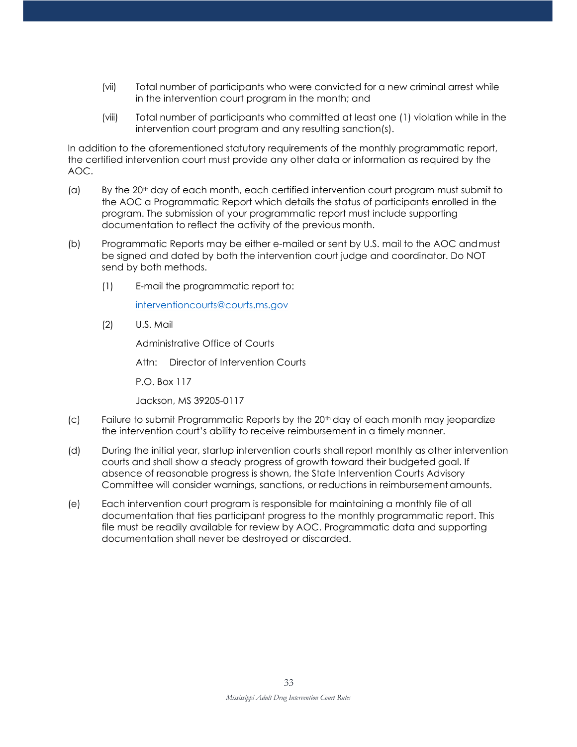(vii) Total number of participants who were convicted for a new criminal arrest while in the intervention court program in the month; and

(viii) Total number of participants who committed at least one (1) violation while in the intervention court program and any resulting sanction(s).

In addition to the aforementioned statutory requirements of the monthly programmatic report, the certified intervention court must provide any other data or information as required by the AOC.

(a) By the 20th day of each month, each certified intervention court program must submit to the AOC a Programmatic Report which details the status of participants enrolled in the program. The submission of your programmatic report must include supporting documentation to reflect the activity of the previous month.

(b) Programmatic Reports may be either e-mailed or sent by U.S. mail to the AOC and must be signed and dated by both the intervention court judge and coordinator. Do NOT send by both methods.

(1) E-mail the programmatic report to:

interventioncourts@courts.ms.gov

(2) U.S. Mail

Administrative Office of Courts

Attn: Director of Intervention Courts

P.O. Box 117

Jackson, MS 39205-0117

(c) Failure to submit Programmatic Reports by the 20th day of each month may jeopardize the intervention court's ability to receive reimbursement in a timely manner.

(d) During the initial year, startup intervention courts shall report monthly as other intervention courts and shall show a steady progress of growth toward their budgeted goal. If absence of reasonable progress is shown, the State Intervention Courts Advisory Committee will consider warnings, sanctions, or reductions in reimbursement amounts.

(e) Each intervention court program is responsible for maintaining a monthly file of all documentation that ties participant progress to the monthly programmatic report. This file must be readily available for review by AOC. Programmatic data and supporting documentation shall never be destroyed or discarded.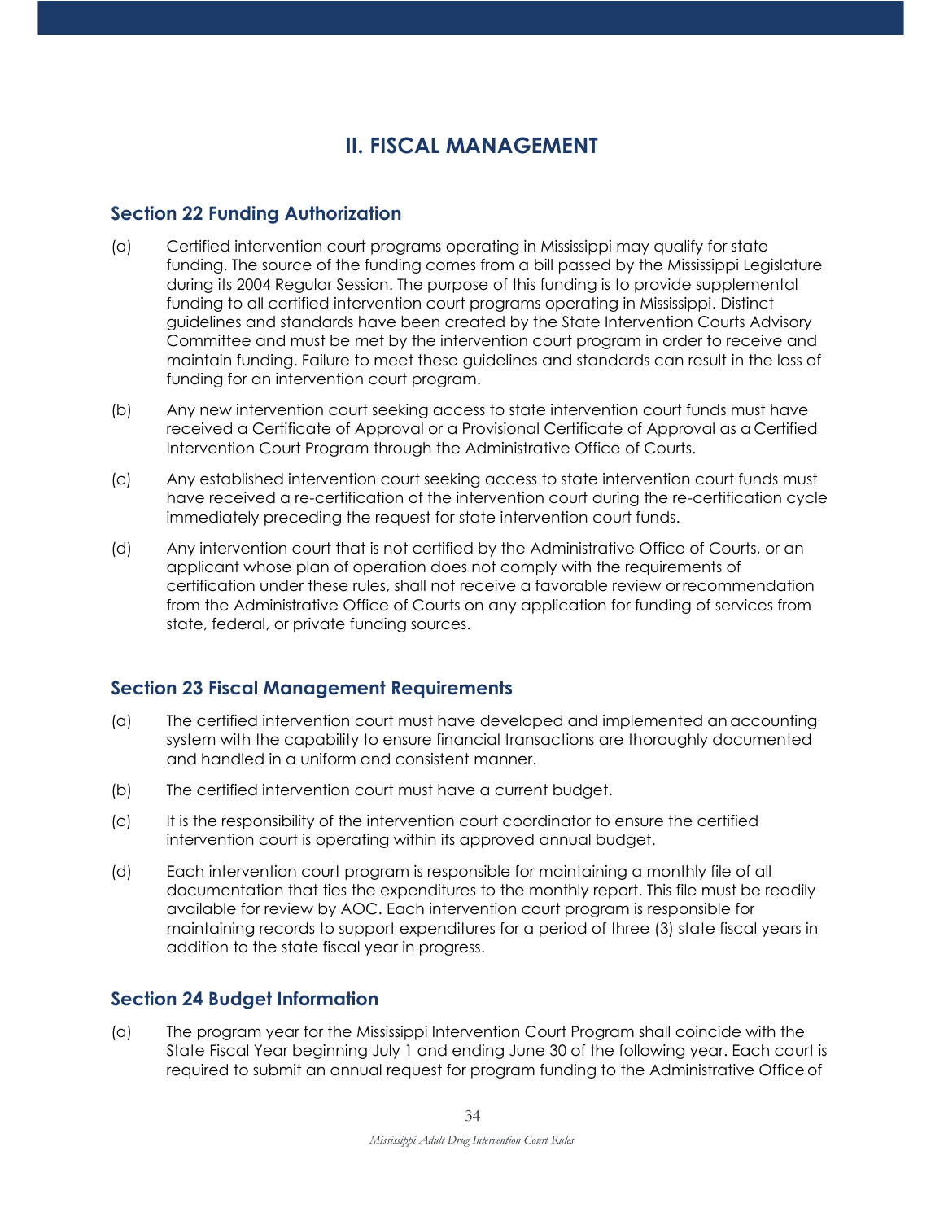## II. FISCAL MANAGEMENT

### Section 22 Funding Authorization

(a) Certified intervention court programs operating in Mississippi may qualify for state funding. The source of the funding comes from a bill passed by the Mississippi Legislature during its 2004 Regular Session. The purpose of this funding is to provide supplemental funding to all certified intervention court programs operating in Mississippi. Distinct guidelines and standards have been created by the State Intervention Courts Advisory Committee and must be met by the intervention court program in order to receive and maintain funding. Failure to meet these guidelines and standards can result in the loss of funding for an intervention court program.

(b) Any new intervention court seeking access to state intervention court funds must have received a Certificate of Approval or a Provisional Certificate of Approval as a Certified Intervention Court Program through the Administrative Office of Courts.

(c) Any established intervention court seeking access to state intervention court funds must have received a re-certification of the intervention court during the re-certification cycle immediately preceding the request for state intervention court funds.

(d) Any intervention court that is not certified by the Administrative Office of Courts, or an applicant whose plan of operation does not comply with the requirements of certification under these rules, shall not receive a favorable review or recommendation from the Administrative Office of Courts on any application for funding of services from state, federal, or private funding sources.

### Section 23 Fiscal Management Requirements

(a) The certified intervention court must have developed and implemented an accounting system with the capability to ensure financial transactions are thoroughly documented and handled in a uniform and consistent manner.

(b) The certified intervention court must have a current budget.

(c) It is the responsibility of the intervention court coordinator to ensure the certified intervention court is operating within its approved annual budget.

(d) Each intervention court program is responsible for maintaining a monthly file of all documentation that ties the expenditures to the monthly report. This file must be readily available for review by AOC. Each intervention court program is responsible for maintaining records to support expenditures for a period of three (3) state fiscal years in addition to the state fiscal year in progress.

### Section 24 Budget Information

(a) The program year for the Mississippi Intervention Court Program shall coincide with the State Fiscal Year beginning July 1 and ending June 30 of the following year. Each court is required to submit an annual request for program funding to the Administrative Office of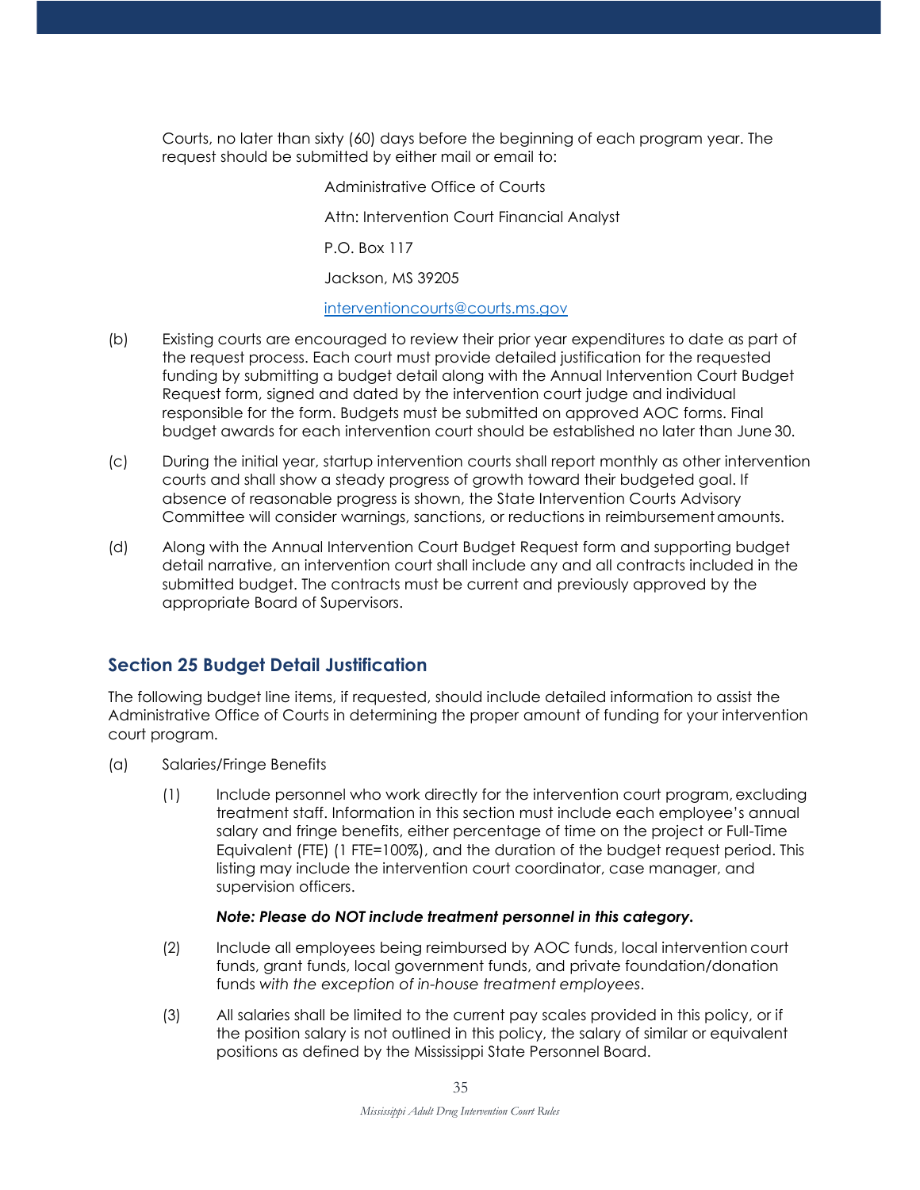Courts, no later than sixty (60) days before the beginning of each program year. The request should be submitted by either mail or email to:

Administrative Office of Courts

Attn: Intervention Court Financial Analyst

P.O. Box 117

Jackson, MS 39205

interventioncourts@courts.ms.gov

(b) Existing courts are encouraged to review their prior year expenditures to date as part of the request process. Each court must provide detailed justification for the requested funding by submitting a budget detail along with the Annual Intervention Court Budget Request form, signed and dated by the intervention court judge and individual responsible for the form. Budgets must be submitted on approved AOC forms. Final budget awards for each intervention court should be established no later than June 30.

(c) During the initial year, startup intervention courts shall report monthly as other intervention courts and shall show a steady progress of growth toward their budgeted goal. If absence of reasonable progress is shown, the State Intervention Courts Advisory Committee will consider warnings, sanctions, or reductions in reimbursement amounts.

(d) Along with the Annual Intervention Court Budget Request form and supporting budget detail narrative, an intervention court shall include any and all contracts included in the submitted budget. The contracts must be current and previously approved by the appropriate Board of Supervisors.

## Section 25 Budget Detail Justification

The following budget line items, if requested, should include detailed information to assist the Administrative Office of Courts in determining the proper amount of funding for your intervention court program.

(a) Salaries/Fringe Benefits

(1) Include personnel who work directly for the intervention court program, excluding treatment staff. Information in this section must include each employee's annual salary and fringe benefits, either percentage of time on the project or Full-Time Equivalent (FTE) (1 FTE=100%), and the duration of the budget request period. This listing may include the intervention court coordinator, case manager, and supervision officers.

***Note: Please do NOT include treatment personnel in this category.***

(2) Include all employees being reimbursed by AOC funds, local intervention court funds, grant funds, local government funds, and private foundation/donation funds *with the exception of in-house treatment employees*.

(3) All salaries shall be limited to the current pay scales provided in this policy, or if the position salary is not outlined in this policy, the salary of similar or equivalent positions as defined by the Mississippi State Personnel Board.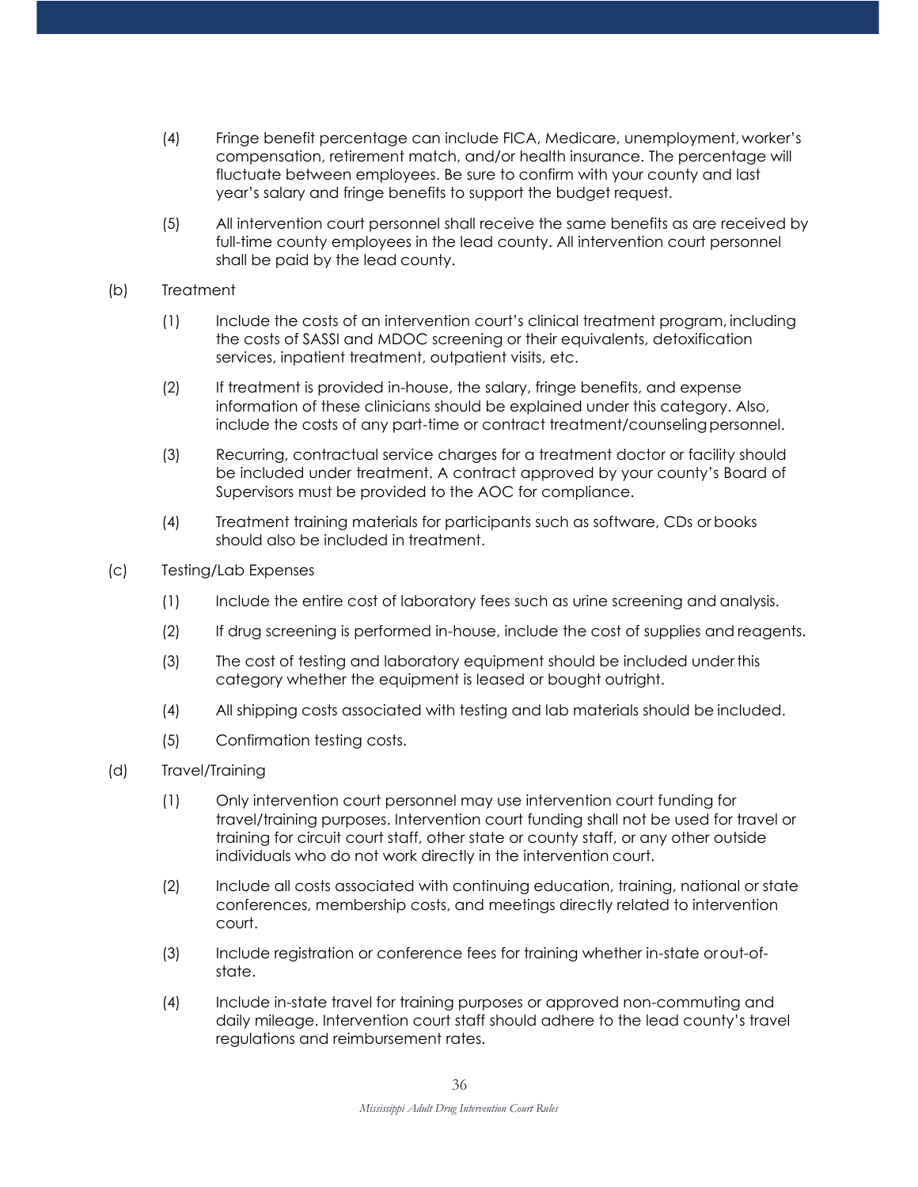(4) Fringe benefit percentage can include FICA, Medicare, unemployment, worker's compensation, retirement match, and/or health insurance. The percentage will fluctuate between employees. Be sure to confirm with your county and last year's salary and fringe benefits to support the budget request.

(5) All intervention court personnel shall receive the same benefits as are received by full-time county employees in the lead county. All intervention court personnel shall be paid by the lead county.

(b) Treatment

(1) Include the costs of an intervention court's clinical treatment program, including the costs of SASSI and MDOC screening or their equivalents, detoxification services, inpatient treatment, outpatient visits, etc.

(2) If treatment is provided in-house, the salary, fringe benefits, and expense information of these clinicians should be explained under this category. Also, include the costs of any part-time or contract treatment/counseling personnel.

(3) Recurring, contractual service charges for a treatment doctor or facility should be included under treatment. A contract approved by your county's Board of Supervisors must be provided to the AOC for compliance.

(4) Treatment training materials for participants such as software, CDs or books should also be included in treatment.

(c) Testing/Lab Expenses

(1) Include the entire cost of laboratory fees such as urine screening and analysis.

(2) If drug screening is performed in-house, include the cost of supplies and reagents.

(3) The cost of testing and laboratory equipment should be included under this category whether the equipment is leased or bought outright.

(4) All shipping costs associated with testing and lab materials should be included.

(5) Confirmation testing costs.

(d) Travel/Training

(1) Only intervention court personnel may use intervention court funding for travel/training purposes. Intervention court funding shall not be used for travel or training for circuit court staff, other state or county staff, or any other outside individuals who do not work directly in the intervention court.

(2) Include all costs associated with continuing education, training, national or state conferences, membership costs, and meetings directly related to intervention court.

(3) Include registration or conference fees for training whether in-state or out-of-state.

(4) Include in-state travel for training purposes or approved non-commuting and daily mileage. Intervention court staff should adhere to the lead county's travel regulations and reimbursement rates.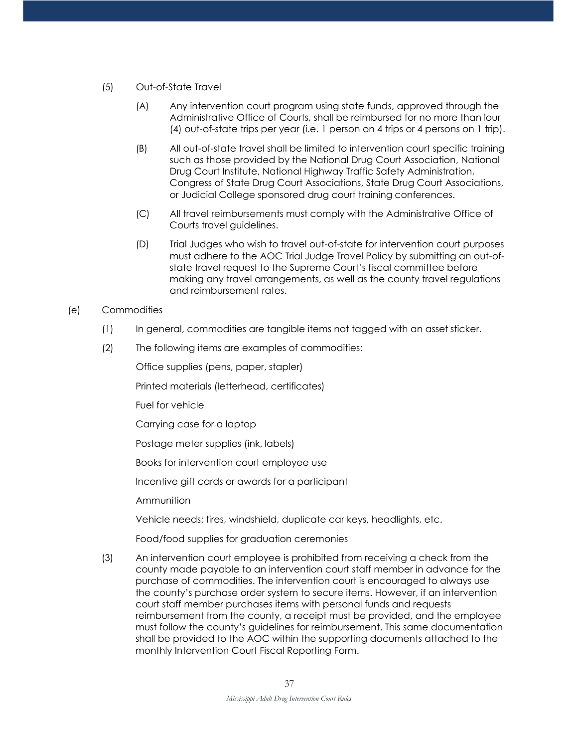(5) Out-of-State Travel

(A) Any intervention court program using state funds, approved through the Administrative Office of Courts, shall be reimbursed for no more than four (4) out-of-state trips per year (i.e. 1 person on 4 trips or 4 persons on 1 trip).

(B) All out-of-state travel shall be limited to intervention court specific training such as those provided by the National Drug Court Association, National Drug Court Institute, National Highway Traffic Safety Administration, Congress of State Drug Court Associations, State Drug Court Associations, or Judicial College sponsored drug court training conferences.

(C) All travel reimbursements must comply with the Administrative Office of Courts travel guidelines.

(D) Trial Judges who wish to travel out-of-state for intervention court purposes must adhere to the AOC Trial Judge Travel Policy by submitting an out-of-state travel request to the Supreme Court's fiscal committee before making any travel arrangements, as well as the county travel regulations and reimbursement rates.

(e) Commodities

(1) In general, commodities are tangible items not tagged with an asset sticker.

(2) The following items are examples of commodities:

Office supplies (pens, paper, stapler)

Printed materials (letterhead, certificates)

Fuel for vehicle

Carrying case for a laptop

Postage meter supplies (ink, labels)

Books for intervention court employee use

Incentive gift cards or awards for a participant

Ammunition

Vehicle needs: tires, windshield, duplicate car keys, headlights, etc.

Food/food supplies for graduation ceremonies

(3) An intervention court employee is prohibited from receiving a check from the county made payable to an intervention court staff member in advance for the purchase of commodities. The intervention court is encouraged to always use the county's purchase order system to secure items. However, if an intervention court staff member purchases items with personal funds and requests reimbursement from the county, a receipt must be provided, and the employee must follow the county's guidelines for reimbursement. This same documentation shall be provided to the AOC within the supporting documents attached to the monthly Intervention Court Fiscal Reporting Form.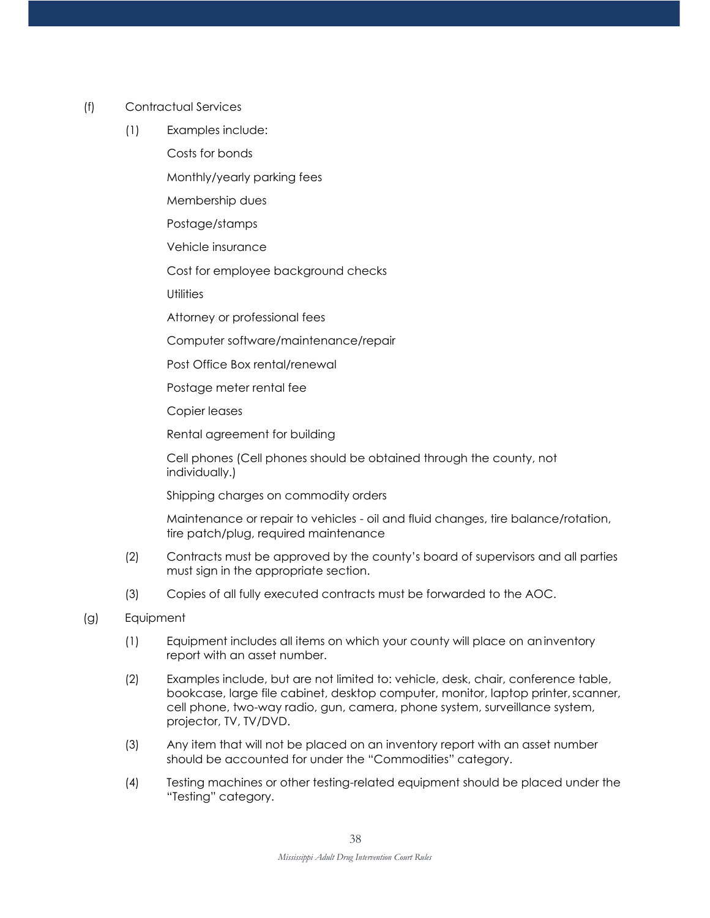(f) Contractual Services

(1) Examples include:

Costs for bonds

Monthly/yearly parking fees

Membership dues

Postage/stamps

Vehicle insurance

Cost for employee background checks

Utilities

Attorney or professional fees

Computer software/maintenance/repair

Post Office Box rental/renewal

Postage meter rental fee

Copier leases

Rental agreement for building

Cell phones (Cell phones should be obtained through the county, not individually.)

Shipping charges on commodity orders

Maintenance or repair to vehicles - oil and fluid changes, tire balance/rotation, tire patch/plug, required maintenance

(2) Contracts must be approved by the county's board of supervisors and all parties must sign in the appropriate section.

(3) Copies of all fully executed contracts must be forwarded to the AOC.

(g) Equipment

(1) Equipment includes all items on which your county will place on an inventory report with an asset number.

(2) Examples include, but are not limited to: vehicle, desk, chair, conference table, bookcase, large file cabinet, desktop computer, monitor, laptop printer, scanner, cell phone, two-way radio, gun, camera, phone system, surveillance system, projector, TV, TV/DVD.

(3) Any item that will not be placed on an inventory report with an asset number should be accounted for under the "Commodities" category.

(4) Testing machines or other testing-related equipment should be placed under the "Testing" category.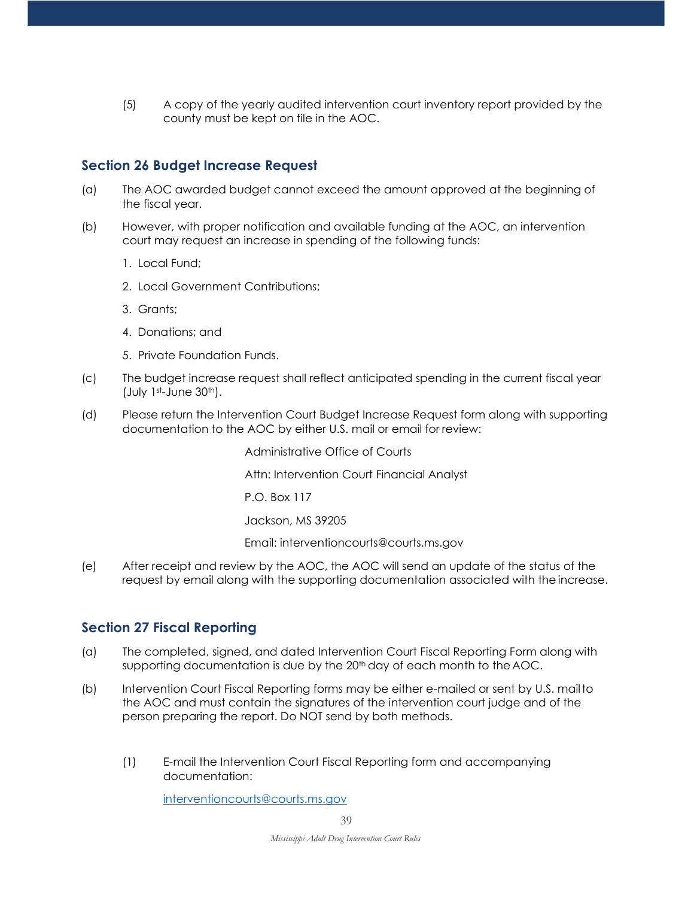(5) A copy of the yearly audited intervention court inventory report provided by the county must be kept on file in the AOC.

## Section 26 Budget Increase Request

(a) The AOC awarded budget cannot exceed the amount approved at the beginning of the fiscal year.

(b) However, with proper notification and available funding at the AOC, an intervention court may request an increase in spending of the following funds:

1. Local Fund;
2. Local Government Contributions;
3. Grants;
4. Donations; and
5. Private Foundation Funds.

(c) The budget increase request shall reflect anticipated spending in the current fiscal year (July 1st-June 30th).

(d) Please return the Intervention Court Budget Increase Request form along with supporting documentation to the AOC by either U.S. mail or email for review:

Administrative Office of Courts

Attn: Intervention Court Financial Analyst

P.O. Box 117

Jackson, MS 39205

Email: interventioncourts@courts.ms.gov

(e) After receipt and review by the AOC, the AOC will send an update of the status of the request by email along with the supporting documentation associated with the increase.

## Section 27 Fiscal Reporting

(a) The completed, signed, and dated Intervention Court Fiscal Reporting Form along with supporting documentation is due by the 20th day of each month to the AOC.

(b) Intervention Court Fiscal Reporting forms may be either e-mailed or sent by U.S. mail to the AOC and must contain the signatures of the intervention court judge and of the person preparing the report. Do NOT send by both methods.

(1) E-mail the Intervention Court Fiscal Reporting form and accompanying documentation:

interventioncourts@courts.ms.gov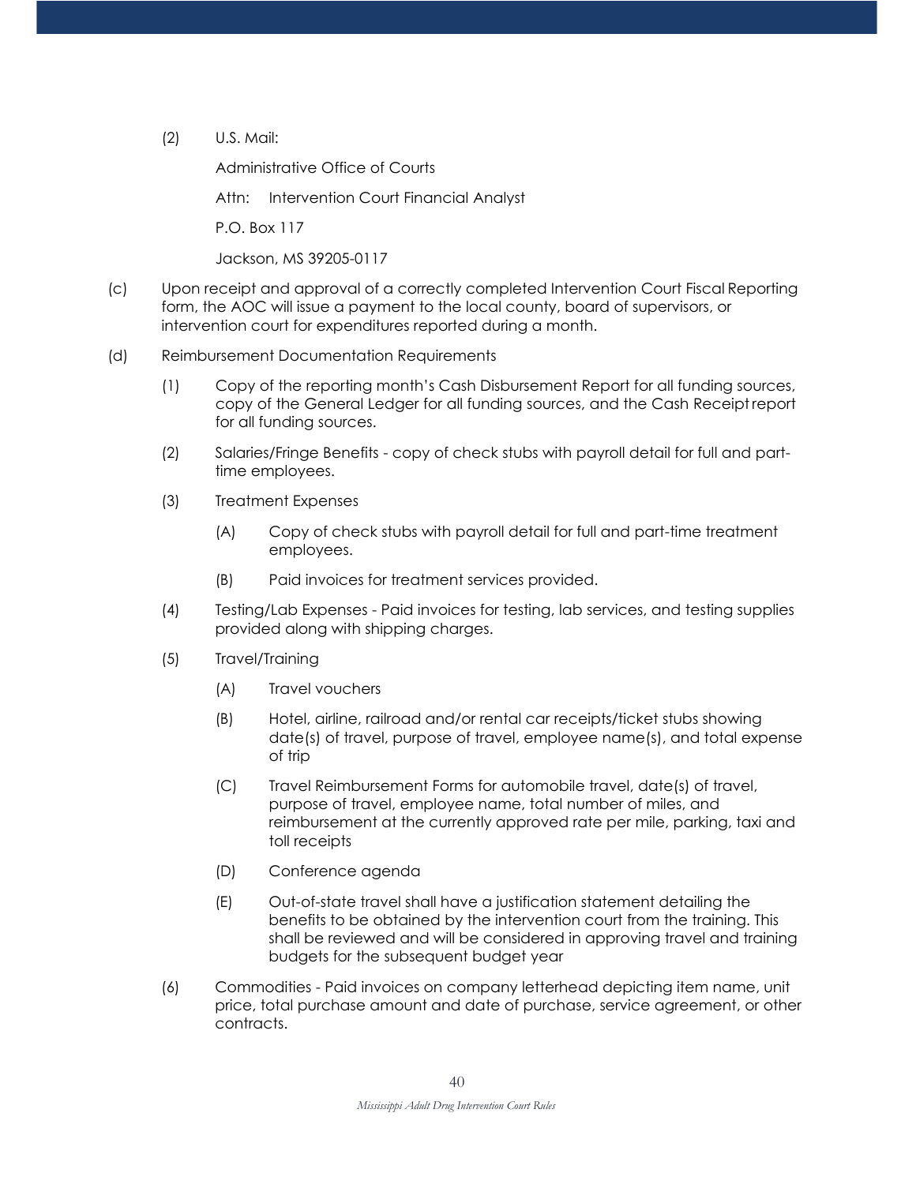(2) U.S. Mail:

Administrative Office of Courts

Attn: Intervention Court Financial Analyst

P.O. Box 117

Jackson, MS 39205-0117

(c) Upon receipt and approval of a correctly completed Intervention Court Fiscal Reporting form, the AOC will issue a payment to the local county, board of supervisors, or intervention court for expenditures reported during a month.

(d) Reimbursement Documentation Requirements

(1) Copy of the reporting month's Cash Disbursement Report for all funding sources, copy of the General Ledger for all funding sources, and the Cash Receipt report for all funding sources.

(2) Salaries/Fringe Benefits - copy of check stubs with payroll detail for full and part-time employees.

(3) Treatment Expenses

(A) Copy of check stubs with payroll detail for full and part-time treatment employees.

(B) Paid invoices for treatment services provided.

(4) Testing/Lab Expenses - Paid invoices for testing, lab services, and testing supplies provided along with shipping charges.

(5) Travel/Training

(A) Travel vouchers

(B) Hotel, airline, railroad and/or rental car receipts/ticket stubs showing date(s) of travel, purpose of travel, employee name(s), and total expense of trip

(C) Travel Reimbursement Forms for automobile travel, date(s) of travel, purpose of travel, employee name, total number of miles, and reimbursement at the currently approved rate per mile, parking, taxi and toll receipts

(D) Conference agenda

(E) Out-of-state travel shall have a justification statement detailing the benefits to be obtained by the intervention court from the training. This shall be reviewed and will be considered in approving travel and training budgets for the subsequent budget year

(6) Commodities - Paid invoices on company letterhead depicting item name, unit price, total purchase amount and date of purchase, service agreement, or other contracts.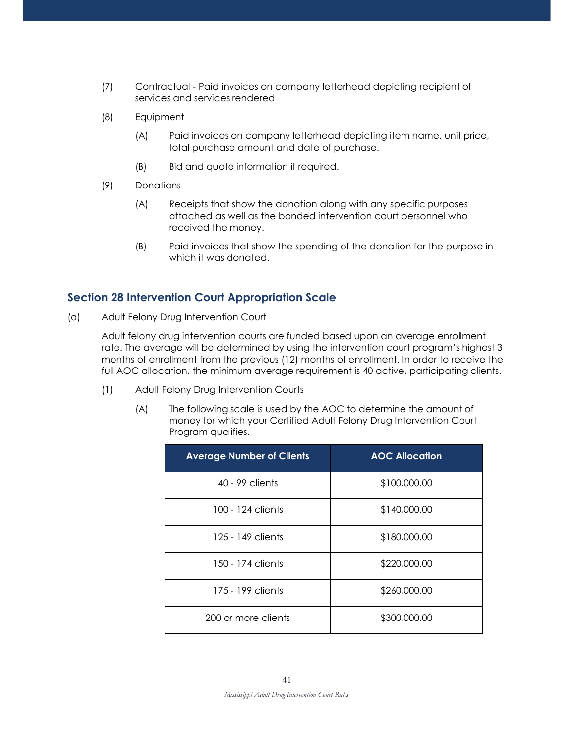(7) Contractual - Paid invoices on company letterhead depicting recipient of services and services rendered

(8) Equipment

(A) Paid invoices on company letterhead depicting item name, unit price, total purchase amount and date of purchase.

(B) Bid and quote information if required.

(9) Donations

(A) Receipts that show the donation along with any specific purposes attached as well as the bonded intervention court personnel who received the money.

(B) Paid invoices that show the spending of the donation for the purpose in which it was donated.

## Section 28 Intervention Court Appropriation Scale

(a) Adult Felony Drug Intervention Court

Adult felony drug intervention courts are funded based upon an average enrollment rate. The average will be determined by using the intervention court program's highest 3 months of enrollment from the previous (12) months of enrollment. In order to receive the full AOC allocation, the minimum average requirement is 40 active, participating clients.

(1) Adult Felony Drug Intervention Courts

(A) The following scale is used by the AOC to determine the amount of money for which your Certified Adult Felony Drug Intervention Court Program qualifies.

| Average Number of Clients | AOC Allocation |
|---|---|
| 40 - 99 clients | $100,000.00 |
| 100 - 124 clients | $140,000.00 |
| 125 - 149 clients | $180,000.00 |
| 150 - 174 clients | $220,000.00 |
| 175 - 199 clients | $260,000.00 |
| 200 or more clients | $300,000.00 |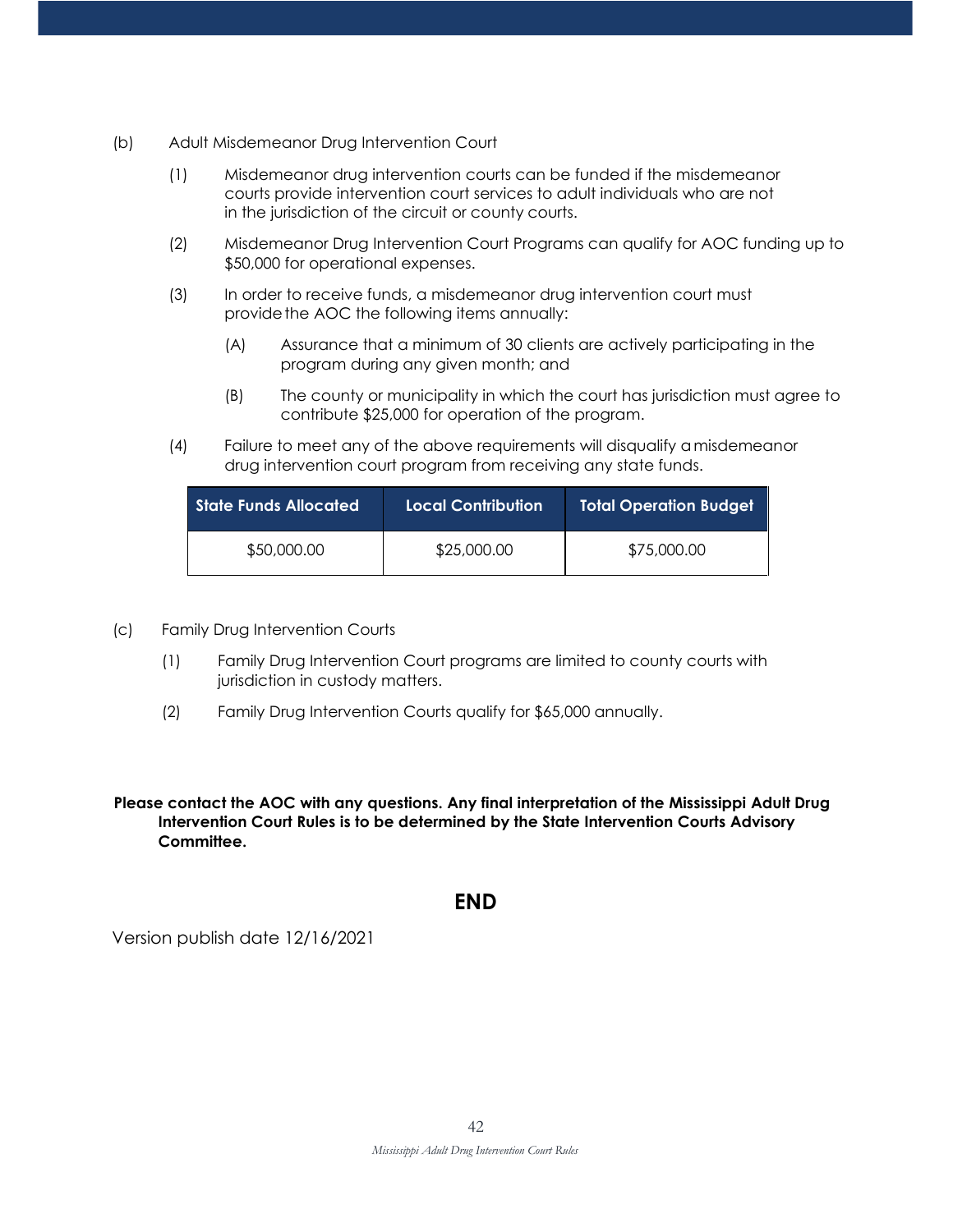(b) Adult Misdemeanor Drug Intervention Court

(1) Misdemeanor drug intervention courts can be funded if the misdemeanor courts provide intervention court services to adult individuals who are not in the jurisdiction of the circuit or county courts.

(2) Misdemeanor Drug Intervention Court Programs can qualify for AOC funding up to $50,000 for operational expenses.

(3) In order to receive funds, a misdemeanor drug intervention court must provide the AOC the following items annually:

(A) Assurance that a minimum of 30 clients are actively participating in the program during any given month; and

(B) The county or municipality in which the court has jurisdiction must agree to contribute $25,000 for operation of the program.

(4) Failure to meet any of the above requirements will disqualify a misdemeanor drug intervention court program from receiving any state funds.

| State Funds Allocated | Local Contribution | Total Operation Budget |
|---|---|---|
| $50,000.00 | $25,000.00 | $75,000.00 |

(c) Family Drug Intervention Courts

(1) Family Drug Intervention Court programs are limited to county courts with jurisdiction in custody matters.

(2) Family Drug Intervention Courts qualify for $65,000 annually.

**Please contact the AOC with any questions. Any final interpretation of the Mississippi Adult Drug Intervention Court Rules is to be determined by the State Intervention Courts Advisory Committee.**

## END

Version publish date 12/16/2021